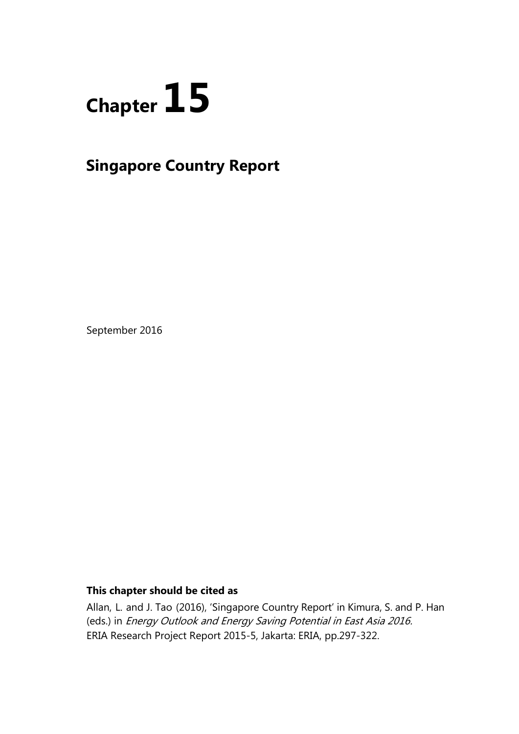# Chapter 15

## Singapore Country Report

September 2016

**This chapter should be cited as**

Allan, L. and J. Tao (2016), 'Singapore Country Report' in Kimura, S. and P. Han (eds.) in *Energy Outlook and Energy Saving Potential in East Asia 2016.* ERIA Research Project Report 2015-5, Jakarta: ERIA, pp.297-322.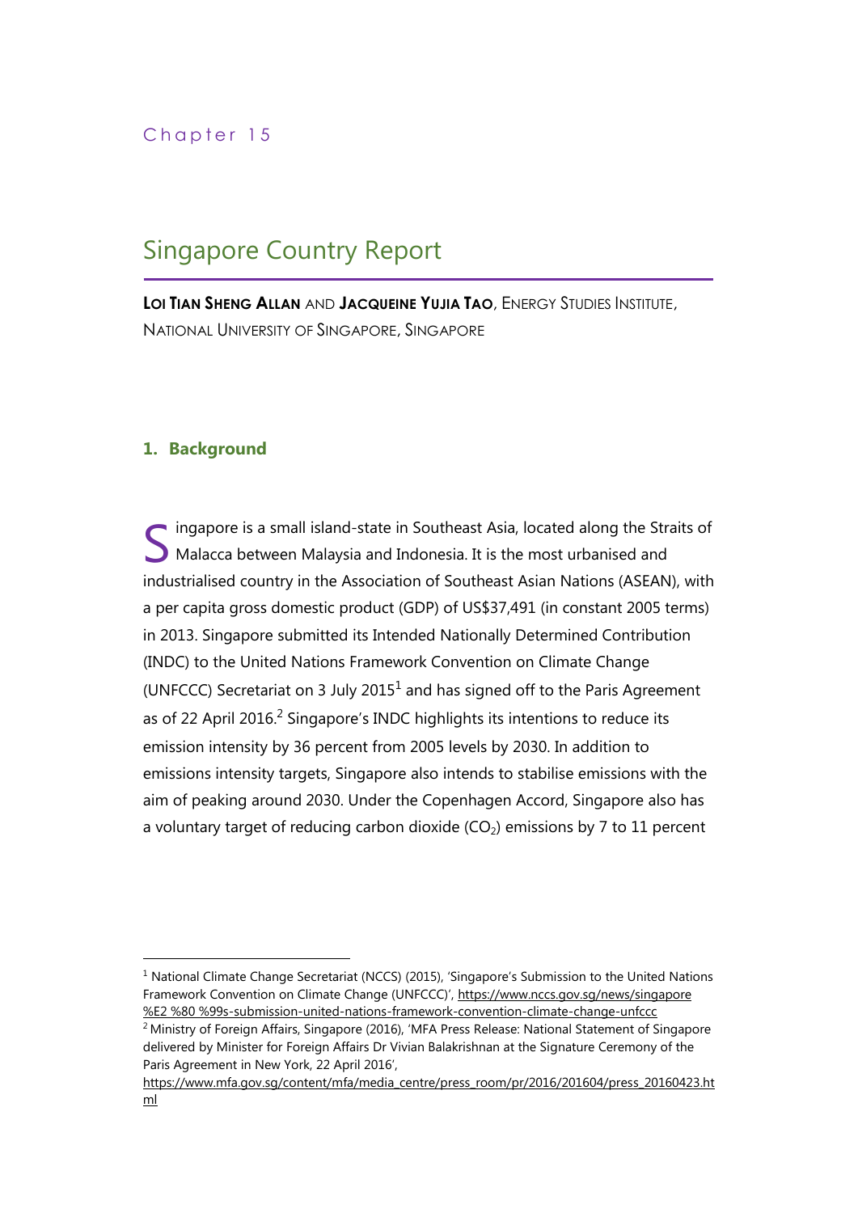Chapter 15

# Singapore Country Report

**Loi Tian Sheng Allan** and **Jacqueine Yujia Tao**, Energy Studies Institute, National University of Singapore, Singapore

## 1. Background

Singapore is a small island-state in Southeast Asia, located along the Straits of Malacca between Malaysia and Indonesia. It is the most urbanised and industrialised country in the Association of Southeast Asian Nations (ASEAN), with a per capita gross domestic product (GDP) of US$37,491 (in constant 2005 terms) in 2013. Singapore submitted its Intended Nationally Determined Contribution (INDC) to the United Nations Framework Convention on Climate Change (UNFCCC) Secretariat on 3 July 2015[1] and has signed off to the Paris Agreement as of 22 April 2016.[2] Singapore's INDC highlights its intentions to reduce its emission intensity by 36 percent from 2005 levels by 2030. In addition to emissions intensity targets, Singapore also intends to stabilise emissions with the aim of peaking around 2030. Under the Copenhagen Accord, Singapore also has a voluntary target of reducing carbon dioxide ($CO_2$) emissions by 7 to 11 percent

---

[1] National Climate Change Secretariat (NCCS) (2015), 'Singapore's Submission to the United Nations Framework Convention on Climate Change (UNFCCC)', https://www.nccs.gov.sg/news/singapore %E2 %80 %99s-submission-united-nations-framework-convention-climate-change-unfccc

[2] Ministry of Foreign Affairs, Singapore (2016), 'MFA Press Release: National Statement of Singapore delivered by Minister for Foreign Affairs Dr Vivian Balakrishnan at the Signature Ceremony of the Paris Agreement in New York, 22 April 2016', https://www.mfa.gov.sg/content/mfa/media_centre/press_room/pr/2016/201604/press_20160423.html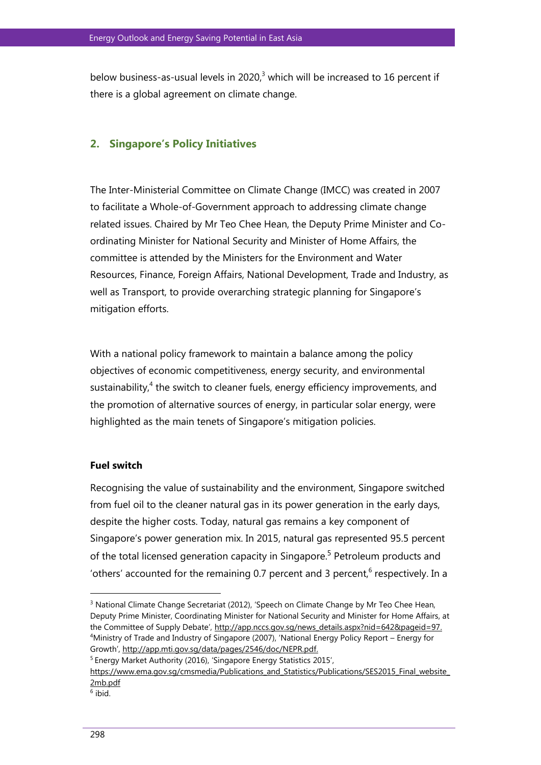below business-as-usual levels in 2020,[3] which will be increased to 16 percent if there is a global agreement on climate change.

## 2. Singapore's Policy Initiatives

The Inter-Ministerial Committee on Climate Change (IMCC) was created in 2007 to facilitate a Whole-of-Government approach to addressing climate change related issues. Chaired by Mr Teo Chee Hean, the Deputy Prime Minister and Co-ordinating Minister for National Security and Minister of Home Affairs, the committee is attended by the Ministers for the Environment and Water Resources, Finance, Foreign Affairs, National Development, Trade and Industry, as well as Transport, to provide overarching strategic planning for Singapore's mitigation efforts.

With a national policy framework to maintain a balance among the policy objectives of economic competitiveness, energy security, and environmental sustainability,[4] the switch to cleaner fuels, energy efficiency improvements, and the promotion of alternative sources of energy, in particular solar energy, were highlighted as the main tenets of Singapore's mitigation policies.

**Fuel switch**

Recognising the value of sustainability and the environment, Singapore switched from fuel oil to the cleaner natural gas in its power generation in the early days, despite the higher costs. Today, natural gas remains a key component of Singapore's power generation mix. In 2015, natural gas represented 95.5 percent of the total licensed generation capacity in Singapore.[5] Petroleum products and 'others' accounted for the remaining 0.7 percent and 3 percent,[6] respectively. In a

---

[3] National Climate Change Secretariat (2012), 'Speech on Climate Change by Mr Teo Chee Hean, Deputy Prime Minister, Coordinating Minister for National Security and Minister for Home Affairs, at the Committee of Supply Debate', http://app.nccs.gov.sg/news_details.aspx?nid=642&pageid=97.

[4] Ministry of Trade and Industry of Singapore (2007), 'National Energy Policy Report – Energy for Growth', http://app.mti.gov.sg/data/pages/2546/doc/NEPR.pdf.

[5] Energy Market Authority (2016), 'Singapore Energy Statistics 2015', https://www.ema.gov.sg/cmsmedia/Publications_and_Statistics/Publications/SES2015_Final_website_2mb.pdf

[6] ibid.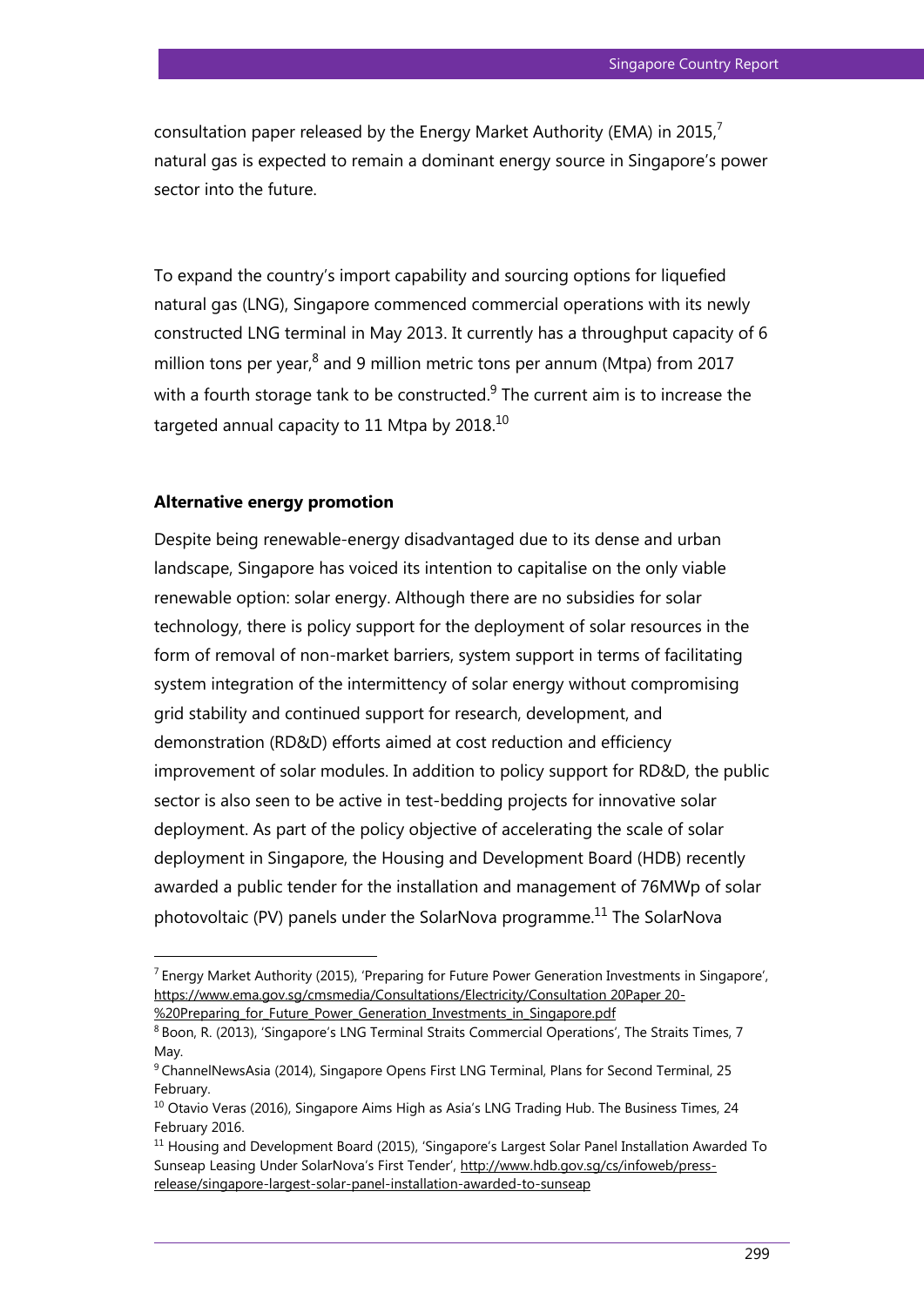consultation paper released by the Energy Market Authority (EMA) in 2015,[7] natural gas is expected to remain a dominant energy source in Singapore's power sector into the future.

To expand the country's import capability and sourcing options for liquefied natural gas (LNG), Singapore commenced commercial operations with its newly constructed LNG terminal in May 2013. It currently has a throughput capacity of 6 million tons per year,[8] and 9 million metric tons per annum (Mtpa) from 2017 with a fourth storage tank to be constructed.[9] The current aim is to increase the targeted annual capacity to 11 Mtpa by 2018.[10]

**Alternative energy promotion**

Despite being renewable-energy disadvantaged due to its dense and urban landscape, Singapore has voiced its intention to capitalise on the only viable renewable option: solar energy. Although there are no subsidies for solar technology, there is policy support for the deployment of solar resources in the form of removal of non-market barriers, system support in terms of facilitating system integration of the intermittency of solar energy without compromising grid stability and continued support for research, development, and demonstration (RD&D) efforts aimed at cost reduction and efficiency improvement of solar modules. In addition to policy support for RD&D, the public sector is also seen to be active in test-bedding projects for innovative solar deployment. As part of the policy objective of accelerating the scale of solar deployment in Singapore, the Housing and Development Board (HDB) recently awarded a public tender for the installation and management of 76MWp of solar photovoltaic (PV) panels under the SolarNova programme.[11] The SolarNova

---

[7] Energy Market Authority (2015), 'Preparing for Future Power Generation Investments in Singapore', https://www.ema.gov.sg/cmsmedia/Consultations/Electricity/Consultation 20Paper 20-%20Preparing_for_Future_Power_Generation_Investments_in_Singapore.pdf

[8] Boon, R. (2013), 'Singapore's LNG Terminal Straits Commercial Operations', The Straits Times, 7 May.

[9] ChannelNewsAsia (2014), Singapore Opens First LNG Terminal, Plans for Second Terminal, 25 February.

[10] Otavio Veras (2016), Singapore Aims High as Asia's LNG Trading Hub. The Business Times, 24 February 2016.

[11] Housing and Development Board (2015), 'Singapore's Largest Solar Panel Installation Awarded To Sunseap Leasing Under SolarNova's First Tender', http://www.hdb.gov.sg/cs/infoweb/press-release/singapore-largest-solar-panel-installation-awarded-to-sunseap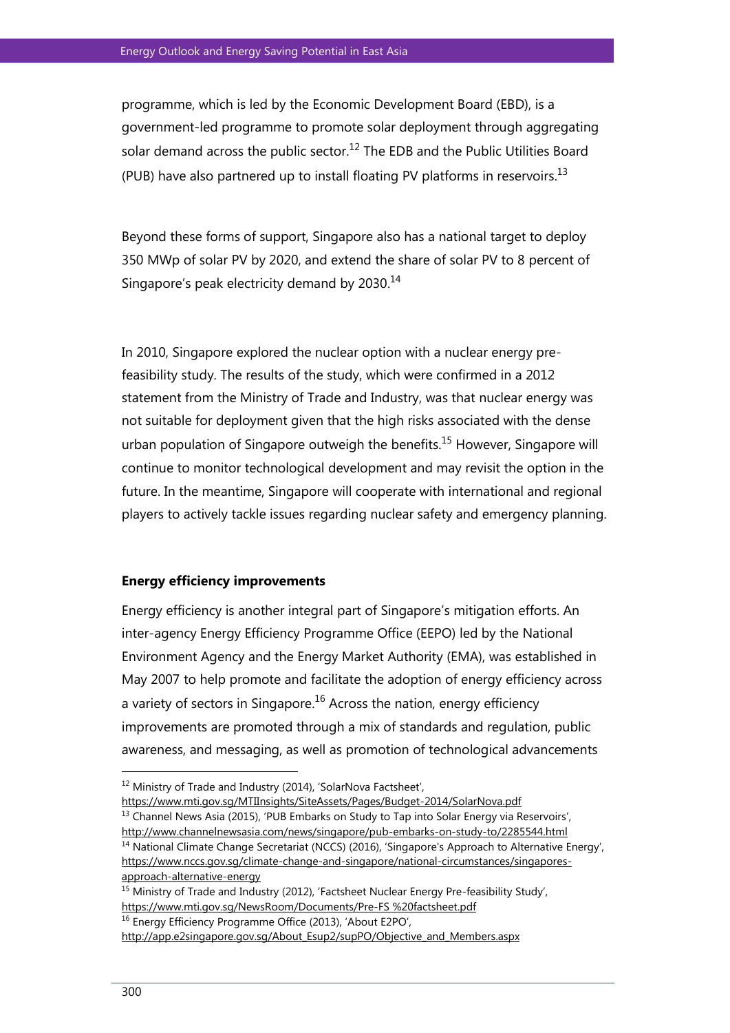programme, which is led by the Economic Development Board (EBD), is a government-led programme to promote solar deployment through aggregating solar demand across the public sector.[12] The EDB and the Public Utilities Board (PUB) have also partnered up to install floating PV platforms in reservoirs.[13]

Beyond these forms of support, Singapore also has a national target to deploy 350 MWp of solar PV by 2020, and extend the share of solar PV to 8 percent of Singapore's peak electricity demand by 2030.[14]

In 2010, Singapore explored the nuclear option with a nuclear energy pre-feasibility study. The results of the study, which were confirmed in a 2012 statement from the Ministry of Trade and Industry, was that nuclear energy was not suitable for deployment given that the high risks associated with the dense urban population of Singapore outweigh the benefits.[15] However, Singapore will continue to monitor technological development and may revisit the option in the future. In the meantime, Singapore will cooperate with international and regional players to actively tackle issues regarding nuclear safety and emergency planning.

**Energy efficiency improvements**

Energy efficiency is another integral part of Singapore's mitigation efforts. An inter-agency Energy Efficiency Programme Office (EEPO) led by the National Environment Agency and the Energy Market Authority (EMA), was established in May 2007 to help promote and facilitate the adoption of energy efficiency across a variety of sectors in Singapore.[16] Across the nation, energy efficiency improvements are promoted through a mix of standards and regulation, public awareness, and messaging, as well as promotion of technological advancements

---

[12] Ministry of Trade and Industry (2014), 'SolarNova Factsheet', https://www.mti.gov.sg/MTIInsights/SiteAssets/Pages/Budget-2014/SolarNova.pdf

[13] Channel News Asia (2015), 'PUB Embarks on Study to Tap into Solar Energy via Reservoirs', http://www.channelnewsasia.com/news/singapore/pub-embarks-on-study-to/2285544.html

[14] National Climate Change Secretariat (NCCS) (2016), 'Singapore's Approach to Alternative Energy', https://www.nccs.gov.sg/climate-change-and-singapore/national-circumstances/singapores-approach-alternative-energy

[15] Ministry of Trade and Industry (2012), 'Factsheet Nuclear Energy Pre-feasibility Study', https://www.mti.gov.sg/NewsRoom/Documents/Pre-FS %20factsheet.pdf

[16] Energy Efficiency Programme Office (2013), 'About E2PO', http://app.e2singapore.gov.sg/About_Esup2/supPO/Objective_and_Members.aspx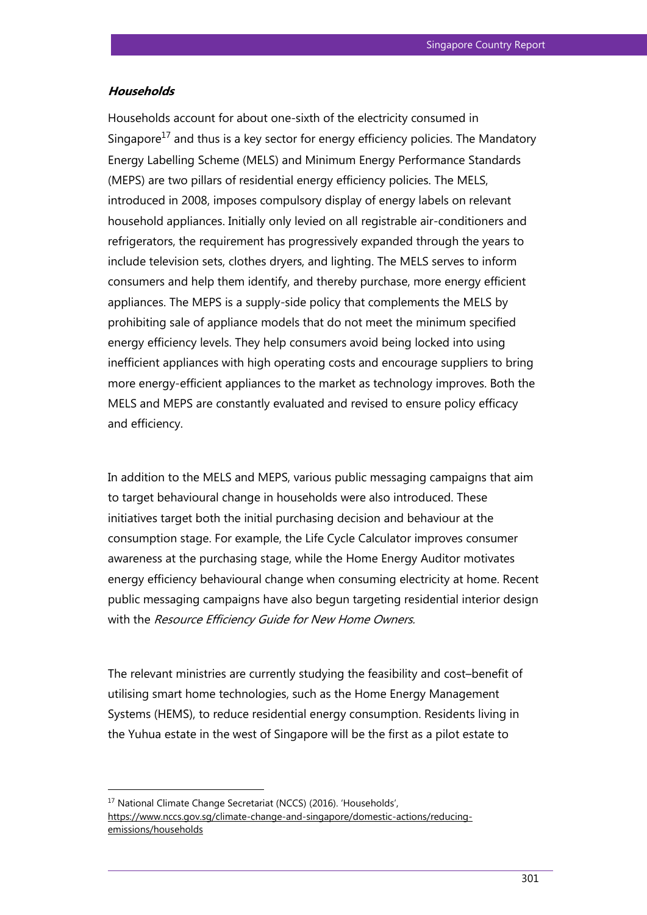***Households***

Households account for about one-sixth of the electricity consumed in Singapore[17] and thus is a key sector for energy efficiency policies. The Mandatory Energy Labelling Scheme (MELS) and Minimum Energy Performance Standards (MEPS) are two pillars of residential energy efficiency policies. The MELS, introduced in 2008, imposes compulsory display of energy labels on relevant household appliances. Initially only levied on all registrable air-conditioners and refrigerators, the requirement has progressively expanded through the years to include television sets, clothes dryers, and lighting. The MELS serves to inform consumers and help them identify, and thereby purchase, more energy efficient appliances. The MEPS is a supply-side policy that complements the MELS by prohibiting sale of appliance models that do not meet the minimum specified energy efficiency levels. They help consumers avoid being locked into using inefficient appliances with high operating costs and encourage suppliers to bring more energy-efficient appliances to the market as technology improves. Both the MELS and MEPS are constantly evaluated and revised to ensure policy efficacy and efficiency.

In addition to the MELS and MEPS, various public messaging campaigns that aim to target behavioural change in households were also introduced. These initiatives target both the initial purchasing decision and behaviour at the consumption stage. For example, the Life Cycle Calculator improves consumer awareness at the purchasing stage, while the Home Energy Auditor motivates energy efficiency behavioural change when consuming electricity at home. Recent public messaging campaigns have also begun targeting residential interior design with the *Resource Efficiency Guide for New Home Owners.*

The relevant ministries are currently studying the feasibility and cost–benefit of utilising smart home technologies, such as the Home Energy Management Systems (HEMS), to reduce residential energy consumption. Residents living in the Yuhua estate in the west of Singapore will be the first as a pilot estate to

---

[17] National Climate Change Secretariat (NCCS) (2016). 'Households', https://www.nccs.gov.sg/climate-change-and-singapore/domestic-actions/reducing-emissions/households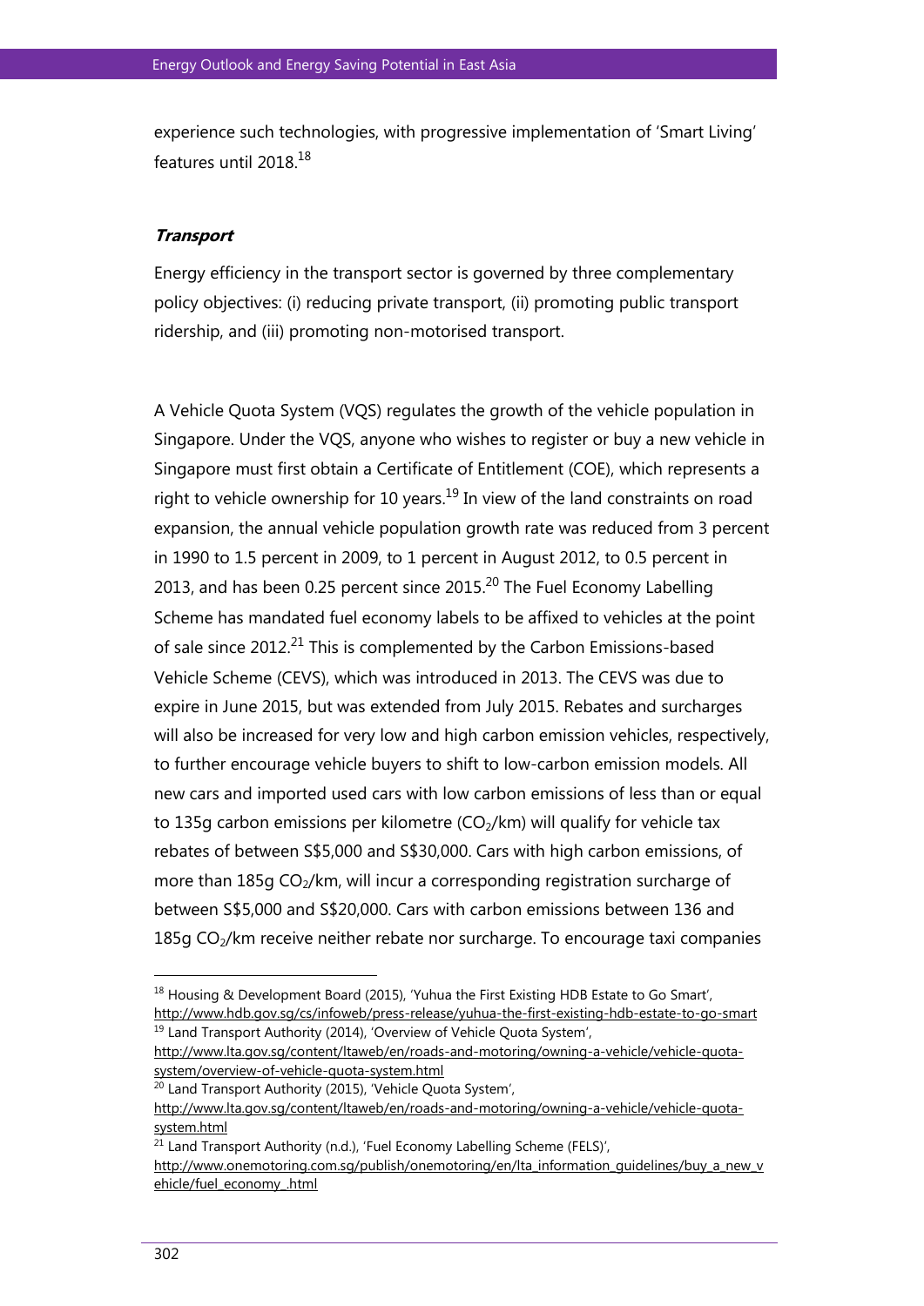experience such technologies, with progressive implementation of 'Smart Living' features until 2018.[18]

***Transport***

Energy efficiency in the transport sector is governed by three complementary policy objectives: (i) reducing private transport, (ii) promoting public transport ridership, and (iii) promoting non-motorised transport.

A Vehicle Quota System (VQS) regulates the growth of the vehicle population in Singapore. Under the VQS, anyone who wishes to register or buy a new vehicle in Singapore must first obtain a Certificate of Entitlement (COE), which represents a right to vehicle ownership for 10 years.[19] In view of the land constraints on road expansion, the annual vehicle population growth rate was reduced from 3 percent in 1990 to 1.5 percent in 2009, to 1 percent in August 2012, to 0.5 percent in 2013, and has been 0.25 percent since 2015.[20] The Fuel Economy Labelling Scheme has mandated fuel economy labels to be affixed to vehicles at the point of sale since 2012.[21] This is complemented by the Carbon Emissions-based Vehicle Scheme (CEVS), which was introduced in 2013. The CEVS was due to expire in June 2015, but was extended from July 2015. Rebates and surcharges will also be increased for very low and high carbon emission vehicles, respectively, to further encourage vehicle buyers to shift to low-carbon emission models. All new cars and imported used cars with low carbon emissions of less than or equal to 135g carbon emissions per kilometre ($CO_2$/km) will qualify for vehicle tax rebates of between S$5,000 and S$30,000. Cars with high carbon emissions, of more than 185g $CO_2$/km, will incur a corresponding registration surcharge of between S$5,000 and S$20,000. Cars with carbon emissions between 136 and 185g $CO_2$/km receive neither rebate nor surcharge. To encourage taxi companies

---

[18] Housing & Development Board (2015), 'Yuhua the First Existing HDB Estate to Go Smart', http://www.hdb.gov.sg/cs/infoweb/press-release/yuhua-the-first-existing-hdb-estate-to-go-smart

[19] Land Transport Authority (2014), 'Overview of Vehicle Quota System', http://www.lta.gov.sg/content/ltaweb/en/roads-and-motoring/owning-a-vehicle/vehicle-quota-system/overview-of-vehicle-quota-system.html

[20] Land Transport Authority (2015), 'Vehicle Quota System', http://www.lta.gov.sg/content/ltaweb/en/roads-and-motoring/owning-a-vehicle/vehicle-quota-system.html

[21] Land Transport Authority (n.d.), 'Fuel Economy Labelling Scheme (FELS)', http://www.onemotoring.com.sg/publish/onemotoring/en/lta_information_guidelines/buy_a_new_vehicle/fuel_economy_.html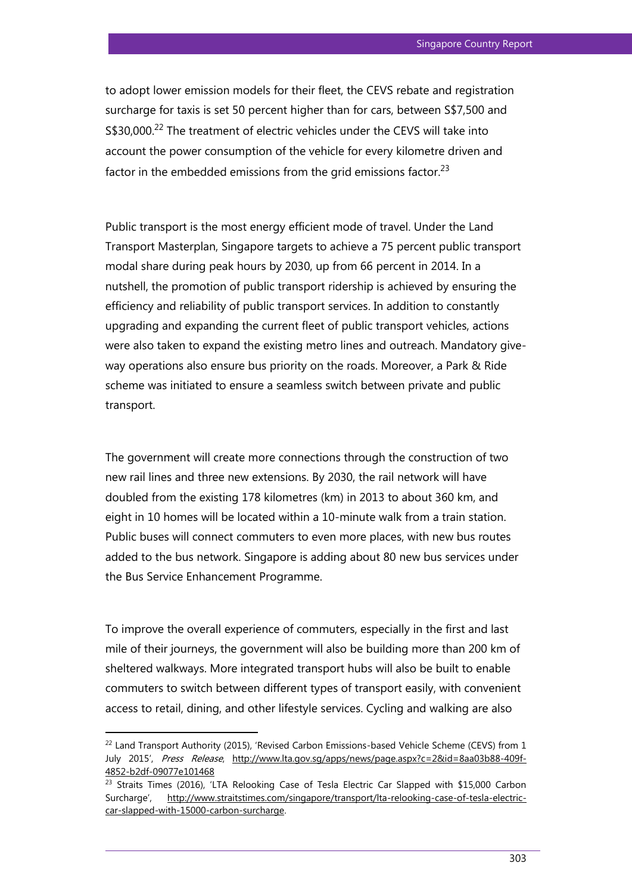to adopt lower emission models for their fleet, the CEVS rebate and registration surcharge for taxis is set 50 percent higher than for cars, between S$7,500 and S$30,000.[22] The treatment of electric vehicles under the CEVS will take into account the power consumption of the vehicle for every kilometre driven and factor in the embedded emissions from the grid emissions factor.[23]

Public transport is the most energy efficient mode of travel. Under the Land Transport Masterplan, Singapore targets to achieve a 75 percent public transport modal share during peak hours by 2030, up from 66 percent in 2014. In a nutshell, the promotion of public transport ridership is achieved by ensuring the efficiency and reliability of public transport services. In addition to constantly upgrading and expanding the current fleet of public transport vehicles, actions were also taken to expand the existing metro lines and outreach. Mandatory give-way operations also ensure bus priority on the roads. Moreover, a Park & Ride scheme was initiated to ensure a seamless switch between private and public transport.

The government will create more connections through the construction of two new rail lines and three new extensions. By 2030, the rail network will have doubled from the existing 178 kilometres (km) in 2013 to about 360 km, and eight in 10 homes will be located within a 10-minute walk from a train station. Public buses will connect commuters to even more places, with new bus routes added to the bus network. Singapore is adding about 80 new bus services under the Bus Service Enhancement Programme.

To improve the overall experience of commuters, especially in the first and last mile of their journeys, the government will also be building more than 200 km of sheltered walkways. More integrated transport hubs will also be built to enable commuters to switch between different types of transport easily, with convenient access to retail, dining, and other lifestyle services. Cycling and walking are also

---

[22] Land Transport Authority (2015), 'Revised Carbon Emissions-based Vehicle Scheme (CEVS) from 1 July 2015', *Press Release*, http://www.lta.gov.sg/apps/news/page.aspx?c=2&id=8aa03b88-409f-4852-b2df-09077e101468

[23] Straits Times (2016), 'LTA Relooking Case of Tesla Electric Car Slapped with $15,000 Carbon Surcharge', http://www.straitstimes.com/singapore/transport/lta-relooking-case-of-tesla-electric-car-slapped-with-15000-carbon-surcharge.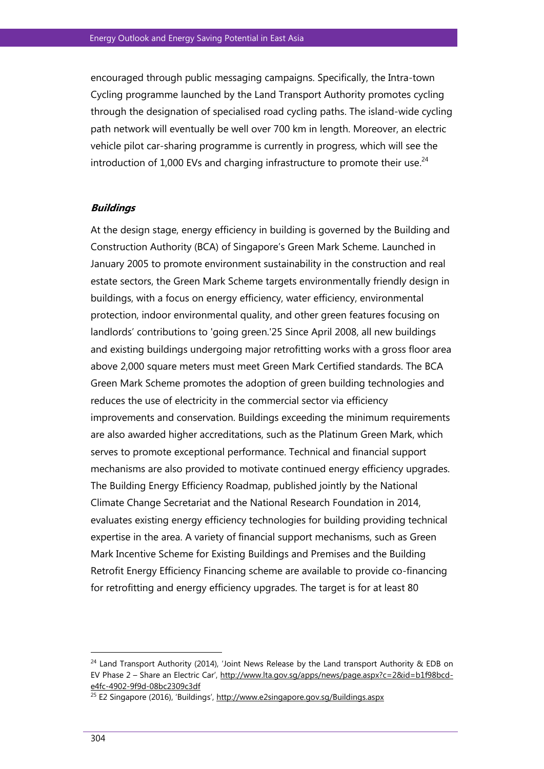encouraged through public messaging campaigns. Specifically, the Intra-town Cycling programme launched by the Land Transport Authority promotes cycling through the designation of specialised road cycling paths. The island-wide cycling path network will eventually be well over 700 km in length. Moreover, an electric vehicle pilot car-sharing programme is currently in progress, which will see the introduction of 1,000 EVs and charging infrastructure to promote their use.[24]

### ***Buildings***

At the design stage, energy efficiency in building is governed by the Building and Construction Authority (BCA) of Singapore's Green Mark Scheme. Launched in January 2005 to promote environment sustainability in the construction and real estate sectors, the Green Mark Scheme targets environmentally friendly design in buildings, with a focus on energy efficiency, water efficiency, environmental protection, indoor environmental quality, and other green features focusing on landlords' contributions to 'going green.'25 Since April 2008, all new buildings and existing buildings undergoing major retrofitting works with a gross floor area above 2,000 square meters must meet Green Mark Certified standards. The BCA Green Mark Scheme promotes the adoption of green building technologies and reduces the use of electricity in the commercial sector via efficiency improvements and conservation. Buildings exceeding the minimum requirements are also awarded higher accreditations, such as the Platinum Green Mark, which serves to promote exceptional performance. Technical and financial support mechanisms are also provided to motivate continued energy efficiency upgrades. The Building Energy Efficiency Roadmap, published jointly by the National Climate Change Secretariat and the National Research Foundation in 2014, evaluates existing energy efficiency technologies for building providing technical expertise in the area. A variety of financial support mechanisms, such as Green Mark Incentive Scheme for Existing Buildings and Premises and the Building Retrofit Energy Efficiency Financing scheme are available to provide co-financing for retrofitting and energy efficiency upgrades. The target is for at least 80

---

[24] Land Transport Authority (2014), 'Joint News Release by the Land transport Authority & EDB on EV Phase 2 – Share an Electric Car', http://www.lta.gov.sg/apps/news/page.aspx?c=2&id=b1f98bcd-e4fc-4902-9f9d-08bc2309c3df

[25] E2 Singapore (2016), 'Buildings', http://www.e2singapore.gov.sg/Buildings.aspx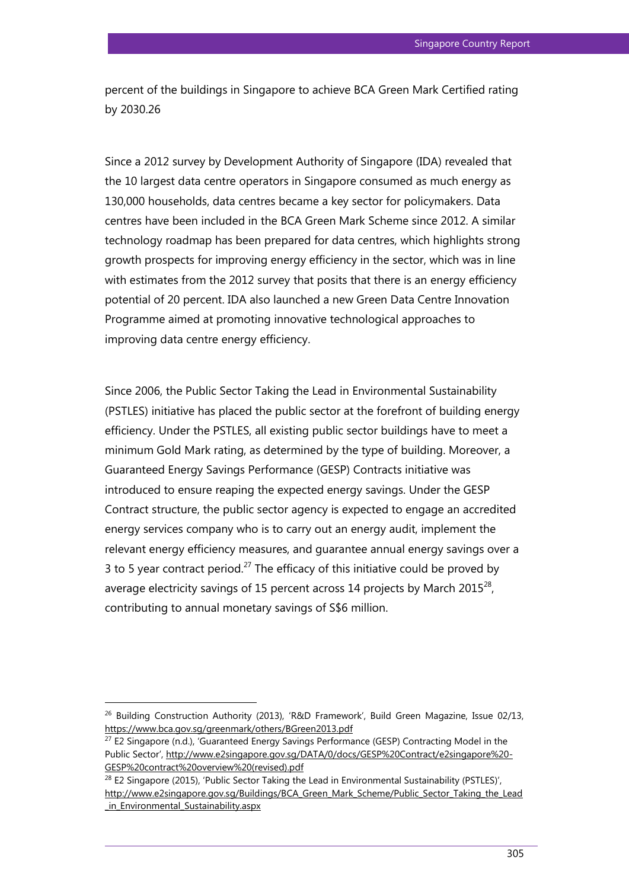percent of the buildings in Singapore to achieve BCA Green Mark Certified rating by 2030.[26]

Since a 2012 survey by Development Authority of Singapore (IDA) revealed that the 10 largest data centre operators in Singapore consumed as much energy as 130,000 households, data centres became a key sector for policymakers. Data centres have been included in the BCA Green Mark Scheme since 2012. A similar technology roadmap has been prepared for data centres, which highlights strong growth prospects for improving energy efficiency in the sector, which was in line with estimates from the 2012 survey that posits that there is an energy efficiency potential of 20 percent. IDA also launched a new Green Data Centre Innovation Programme aimed at promoting innovative technological approaches to improving data centre energy efficiency.

Since 2006, the Public Sector Taking the Lead in Environmental Sustainability (PSTLES) initiative has placed the public sector at the forefront of building energy efficiency. Under the PSTLES, all existing public sector buildings have to meet a minimum Gold Mark rating, as determined by the type of building. Moreover, a Guaranteed Energy Savings Performance (GESP) Contracts initiative was introduced to ensure reaping the expected energy savings. Under the GESP Contract structure, the public sector agency is expected to engage an accredited energy services company who is to carry out an energy audit, implement the relevant energy efficiency measures, and guarantee annual energy savings over a 3 to 5 year contract period.[27] The efficacy of this initiative could be proved by average electricity savings of 15 percent across 14 projects by March 2015[28], contributing to annual monetary savings of S$6 million.

---

[26] Building Construction Authority (2013), 'R&D Framework', Build Green Magazine, Issue 02/13, https://www.bca.gov.sg/greenmark/others/BGreen2013.pdf

[27] E2 Singapore (n.d.), 'Guaranteed Energy Savings Performance (GESP) Contracting Model in the Public Sector', http://www.e2singapore.gov.sg/DATA/0/docs/GESP%20Contract/e2singapore%20-GESP%20contract%20overview%20(revised).pdf

[28] E2 Singapore (2015), 'Public Sector Taking the Lead in Environmental Sustainability (PSTLES)', http://www.e2singapore.gov.sg/Buildings/BCA_Green_Mark_Scheme/Public_Sector_Taking_the_Lead_in_Environmental_Sustainability.aspx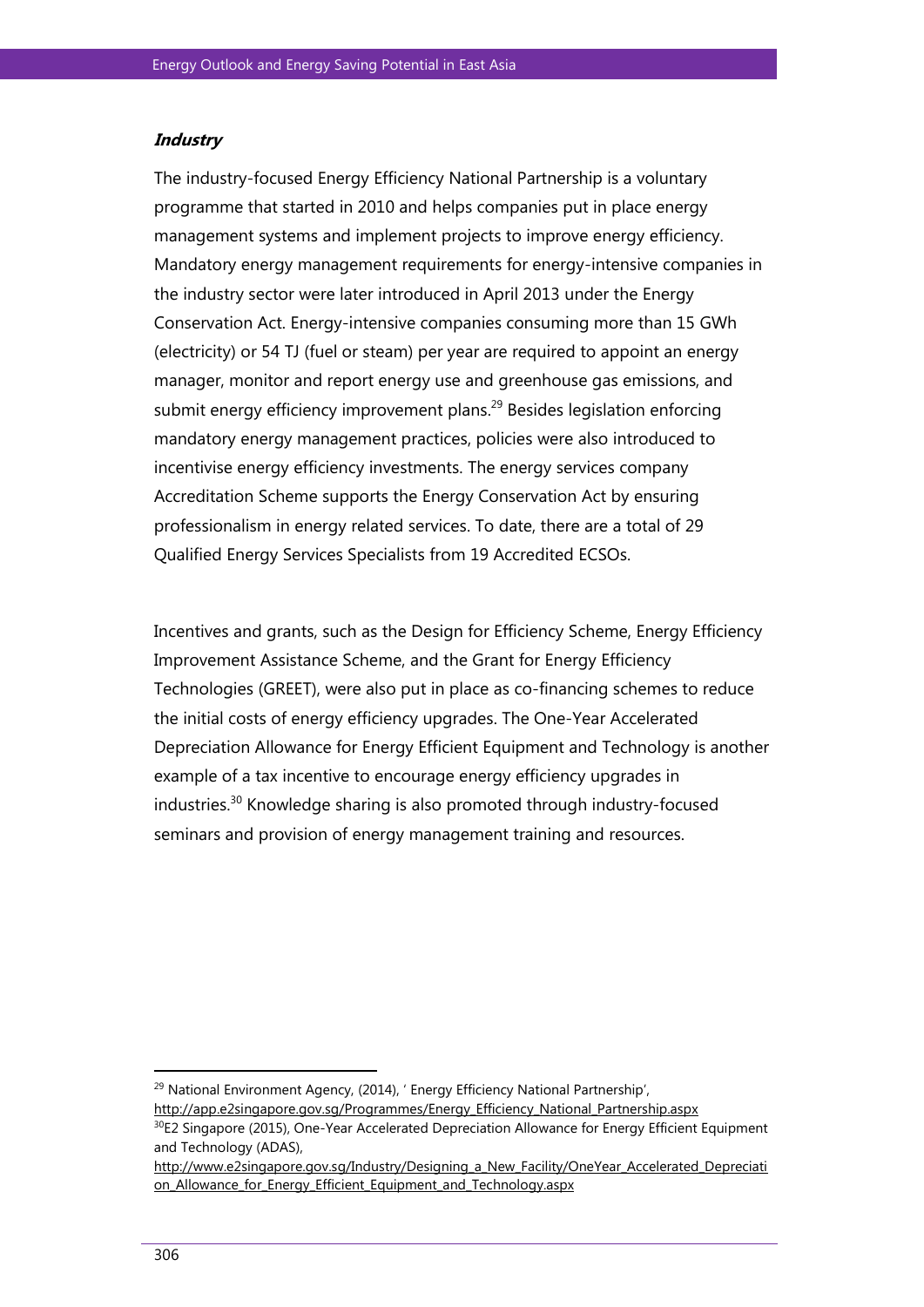***Industry***

The industry-focused Energy Efficiency National Partnership is a voluntary programme that started in 2010 and helps companies put in place energy management systems and implement projects to improve energy efficiency. Mandatory energy management requirements for energy-intensive companies in the industry sector were later introduced in April 2013 under the Energy Conservation Act. Energy-intensive companies consuming more than 15 GWh (electricity) or 54 TJ (fuel or steam) per year are required to appoint an energy manager, monitor and report energy use and greenhouse gas emissions, and submit energy efficiency improvement plans.[29] Besides legislation enforcing mandatory energy management practices, policies were also introduced to incentivise energy efficiency investments. The energy services company Accreditation Scheme supports the Energy Conservation Act by ensuring professionalism in energy related services. To date, there are a total of 29 Qualified Energy Services Specialists from 19 Accredited ECSOs.

Incentives and grants, such as the Design for Efficiency Scheme, Energy Efficiency Improvement Assistance Scheme, and the Grant for Energy Efficiency Technologies (GREET), were also put in place as co-financing schemes to reduce the initial costs of energy efficiency upgrades. The One-Year Accelerated Depreciation Allowance for Energy Efficient Equipment and Technology is another example of a tax incentive to encourage energy efficiency upgrades in industries.[30] Knowledge sharing is also promoted through industry-focused seminars and provision of energy management training and resources.

---

[29] National Environment Agency, (2014), ' Energy Efficiency National Partnership', http://app.e2singapore.gov.sg/Programmes/Energy_Efficiency_National_Partnership.aspx

[30] E2 Singapore (2015), One-Year Accelerated Depreciation Allowance for Energy Efficient Equipment and Technology (ADAS), http://www.e2singapore.gov.sg/Industry/Designing_a_New_Facility/OneYear_Accelerated_Depreciation_Allowance_for_Energy_Efficient_Equipment_and_Technology.aspx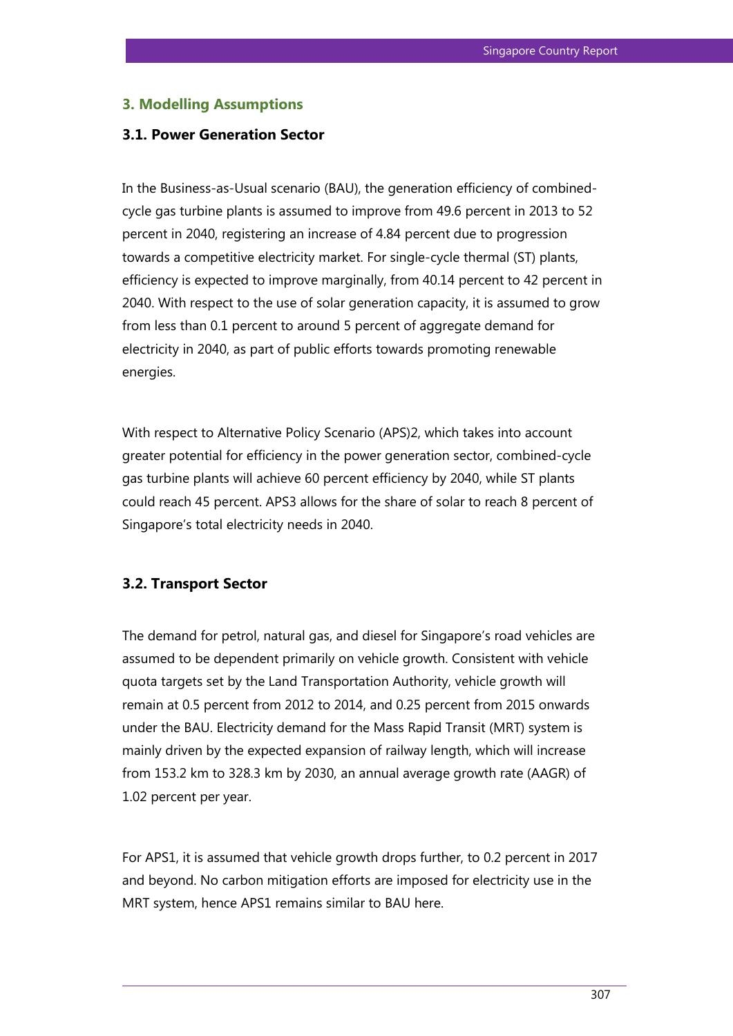## 3. Modelling Assumptions

### 3.1. Power Generation Sector

In the Business-as-Usual scenario (BAU), the generation efficiency of combined-cycle gas turbine plants is assumed to improve from 49.6 percent in 2013 to 52 percent in 2040, registering an increase of 4.84 percent due to progression towards a competitive electricity market. For single-cycle thermal (ST) plants, efficiency is expected to improve marginally, from 40.14 percent to 42 percent in 2040. With respect to the use of solar generation capacity, it is assumed to grow from less than 0.1 percent to around 5 percent of aggregate demand for electricity in 2040, as part of public efforts towards promoting renewable energies.

With respect to Alternative Policy Scenario (APS)2, which takes into account greater potential for efficiency in the power generation sector, combined-cycle gas turbine plants will achieve 60 percent efficiency by 2040, while ST plants could reach 45 percent. APS3 allows for the share of solar to reach 8 percent of Singapore's total electricity needs in 2040.

### 3.2. Transport Sector

The demand for petrol, natural gas, and diesel for Singapore's road vehicles are assumed to be dependent primarily on vehicle growth. Consistent with vehicle quota targets set by the Land Transportation Authority, vehicle growth will remain at 0.5 percent from 2012 to 2014, and 0.25 percent from 2015 onwards under the BAU. Electricity demand for the Mass Rapid Transit (MRT) system is mainly driven by the expected expansion of railway length, which will increase from 153.2 km to 328.3 km by 2030, an annual average growth rate (AAGR) of 1.02 percent per year.

For APS1, it is assumed that vehicle growth drops further, to 0.2 percent in 2017 and beyond. No carbon mitigation efforts are imposed for electricity use in the MRT system, hence APS1 remains similar to BAU here.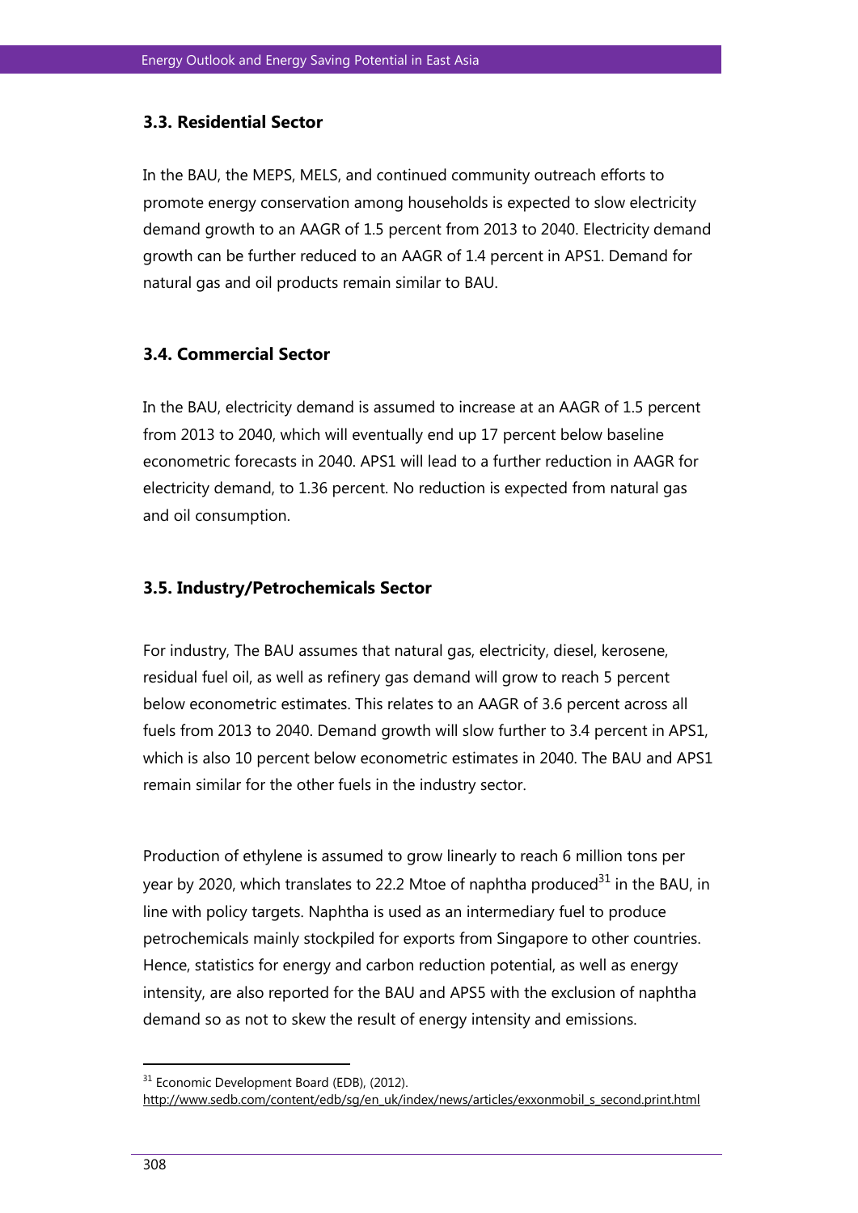### 3.3. Residential Sector

In the BAU, the MEPS, MELS, and continued community outreach efforts to promote energy conservation among households is expected to slow electricity demand growth to an AAGR of 1.5 percent from 2013 to 2040. Electricity demand growth can be further reduced to an AAGR of 1.4 percent in APS1. Demand for natural gas and oil products remain similar to BAU.

### 3.4. Commercial Sector

In the BAU, electricity demand is assumed to increase at an AAGR of 1.5 percent from 2013 to 2040, which will eventually end up 17 percent below baseline econometric forecasts in 2040. APS1 will lead to a further reduction in AAGR for electricity demand, to 1.36 percent. No reduction is expected from natural gas and oil consumption.

### 3.5. Industry/Petrochemicals Sector

For industry, The BAU assumes that natural gas, electricity, diesel, kerosene, residual fuel oil, as well as refinery gas demand will grow to reach 5 percent below econometric estimates. This relates to an AAGR of 3.6 percent across all fuels from 2013 to 2040. Demand growth will slow further to 3.4 percent in APS1, which is also 10 percent below econometric estimates in 2040. The BAU and APS1 remain similar for the other fuels in the industry sector.

Production of ethylene is assumed to grow linearly to reach 6 million tons per year by 2020, which translates to 22.2 Mtoe of naphtha produced[31] in the BAU, in line with policy targets. Naphtha is used as an intermediary fuel to produce petrochemicals mainly stockpiled for exports from Singapore to other countries. Hence, statistics for energy and carbon reduction potential, as well as energy intensity, are also reported for the BAU and APS5 with the exclusion of naphtha demand so as not to skew the result of energy intensity and emissions.

---

[31] Economic Development Board (EDB), (2012). http://www.sedb.com/content/edb/sg/en_uk/index/news/articles/exxonmobil_s_second.print.html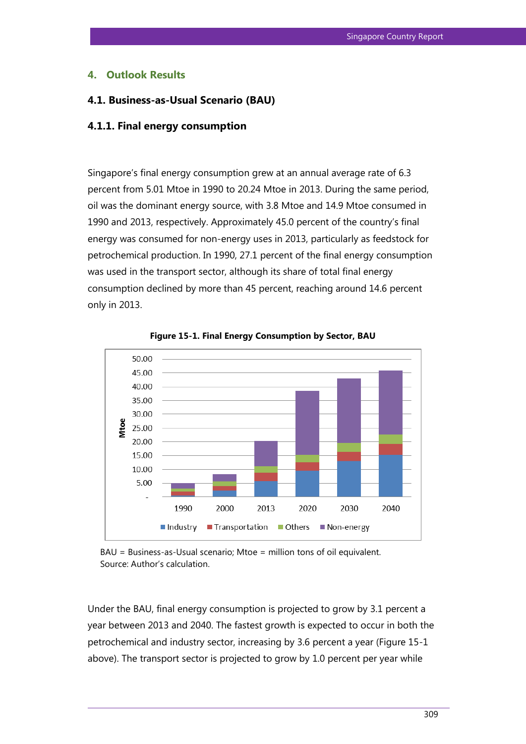## 4. Outlook Results

### 4.1. Business-as-Usual Scenario (BAU)

#### 4.1.1. Final energy consumption

Singapore's final energy consumption grew at an annual average rate of 6.3 percent from 5.01 Mtoe in 1990 to 20.24 Mtoe in 2013. During the same period, oil was the dominant energy source, with 3.8 Mtoe and 14.9 Mtoe consumed in 1990 and 2013, respectively. Approximately 45.0 percent of the country's final energy was consumed for non-energy uses in 2013, particularly as feedstock for petrochemical production. In 1990, 27.1 percent of the final energy consumption was used in the transport sector, although its share of total final energy consumption declined by more than 45 percent, reaching around 14.6 percent only in 2013.

**Figure 15-1. Final Energy Consumption by Sector, BAU**

BAU = Business-as-Usual scenario; Mtoe = million tons of oil equivalent.
Source: Author's calculation.

Under the BAU, final energy consumption is projected to grow by 3.1 percent a year between 2013 and 2040. The fastest growth is expected to occur in both the petrochemical and industry sector, increasing by 3.6 percent a year (Figure 15-1 above). The transport sector is projected to grow by 1.0 percent per year while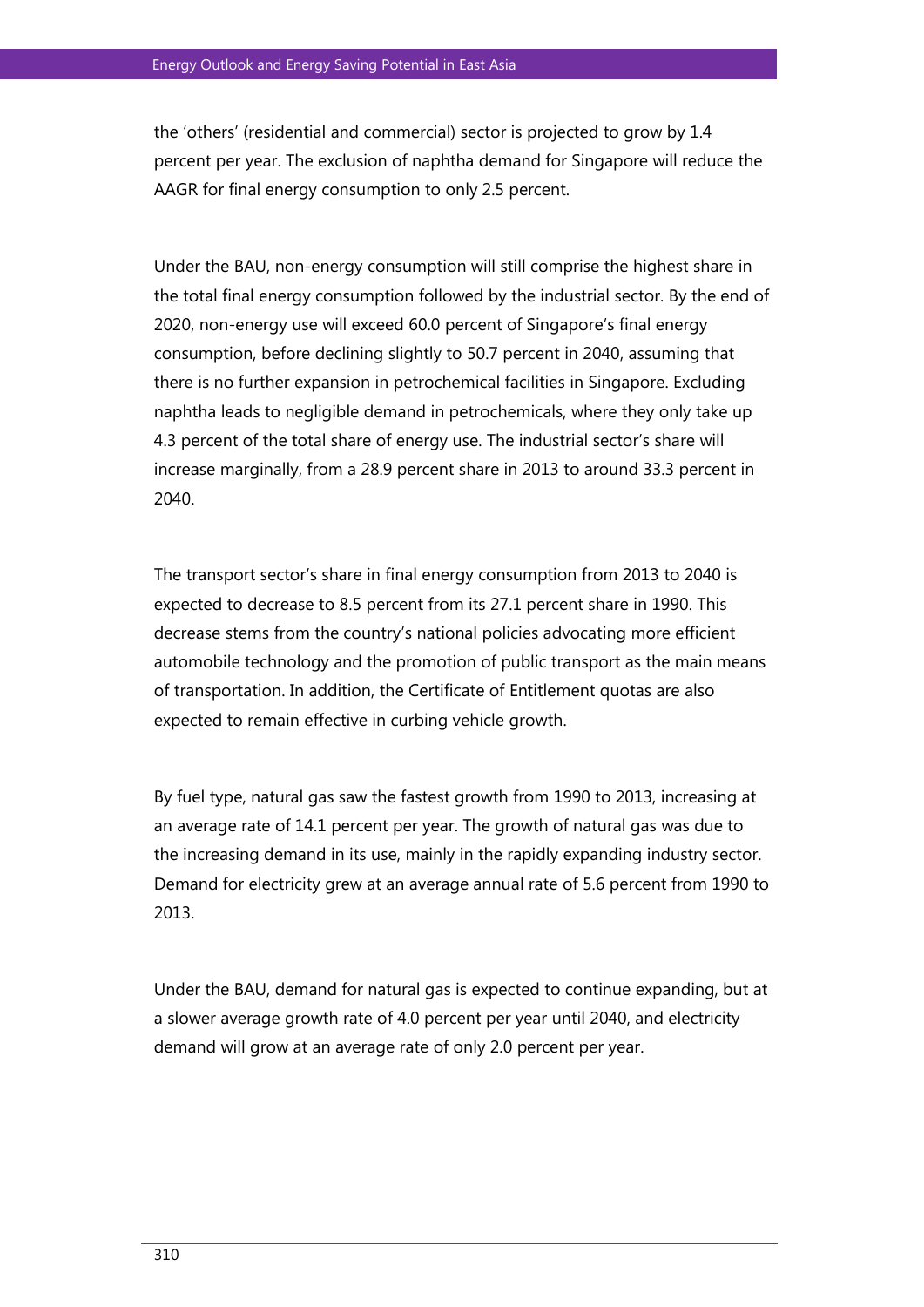the 'others' (residential and commercial) sector is projected to grow by 1.4 percent per year. The exclusion of naphtha demand for Singapore will reduce the AAGR for final energy consumption to only 2.5 percent.

Under the BAU, non-energy consumption will still comprise the highest share in the total final energy consumption followed by the industrial sector. By the end of 2020, non-energy use will exceed 60.0 percent of Singapore's final energy consumption, before declining slightly to 50.7 percent in 2040, assuming that there is no further expansion in petrochemical facilities in Singapore. Excluding naphtha leads to negligible demand in petrochemicals, where they only take up 4.3 percent of the total share of energy use. The industrial sector's share will increase marginally, from a 28.9 percent share in 2013 to around 33.3 percent in 2040.

The transport sector's share in final energy consumption from 2013 to 2040 is expected to decrease to 8.5 percent from its 27.1 percent share in 1990. This decrease stems from the country's national policies advocating more efficient automobile technology and the promotion of public transport as the main means of transportation. In addition, the Certificate of Entitlement quotas are also expected to remain effective in curbing vehicle growth.

By fuel type, natural gas saw the fastest growth from 1990 to 2013, increasing at an average rate of 14.1 percent per year. The growth of natural gas was due to the increasing demand in its use, mainly in the rapidly expanding industry sector. Demand for electricity grew at an average annual rate of 5.6 percent from 1990 to 2013.

Under the BAU, demand for natural gas is expected to continue expanding, but at a slower average growth rate of 4.0 percent per year until 2040, and electricity demand will grow at an average rate of only 2.0 percent per year.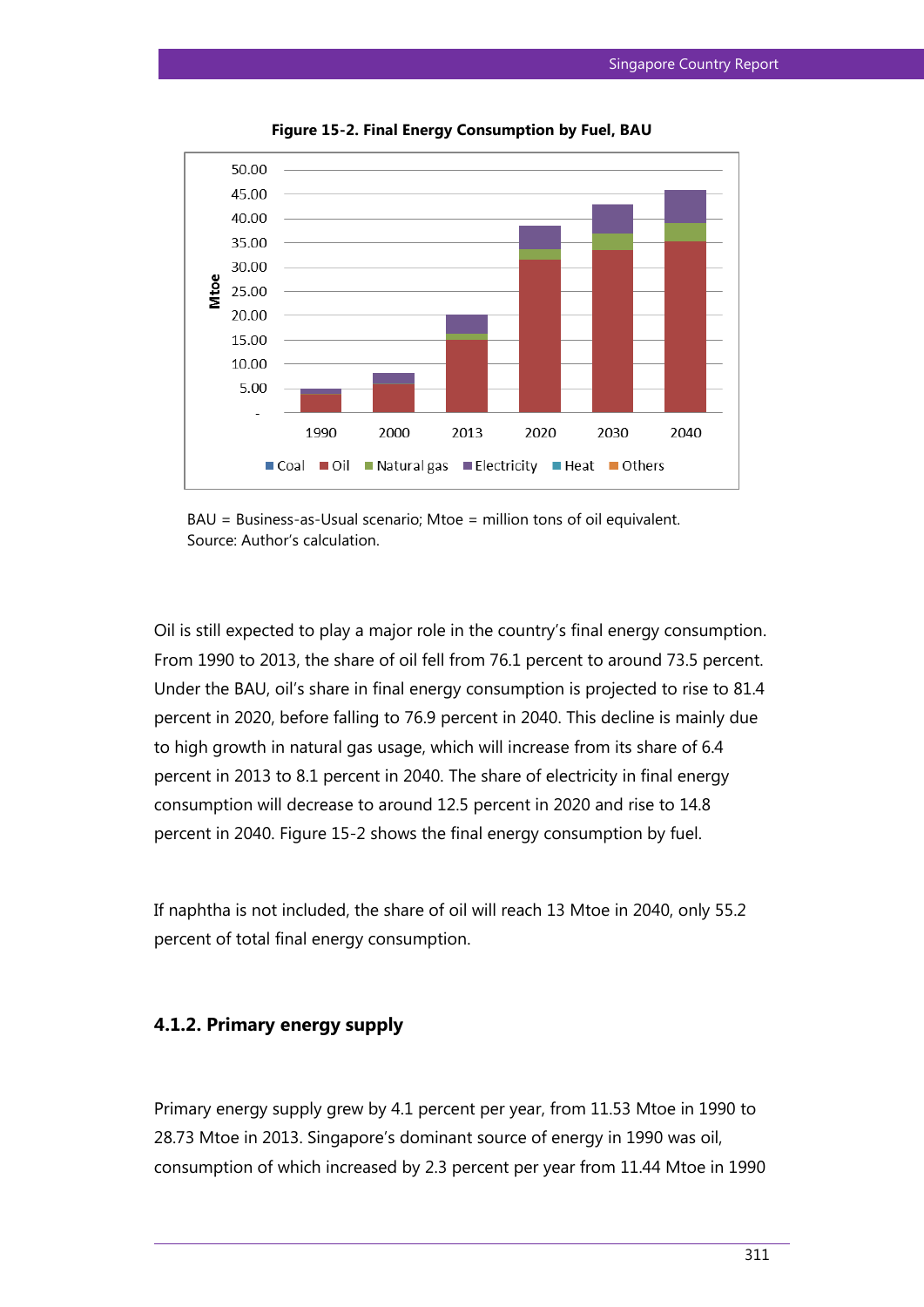**Figure 15-2. Final Energy Consumption by Fuel, BAU**

BAU = Business-as-Usual scenario; Mtoe = million tons of oil equivalent.
Source: Author's calculation.

Oil is still expected to play a major role in the country's final energy consumption. From 1990 to 2013, the share of oil fell from 76.1 percent to around 73.5 percent. Under the BAU, oil's share in final energy consumption is projected to rise to 81.4 percent in 2020, before falling to 76.9 percent in 2040. This decline is mainly due to high growth in natural gas usage, which will increase from its share of 6.4 percent in 2013 to 8.1 percent in 2040. The share of electricity in final energy consumption will decrease to around 12.5 percent in 2020 and rise to 14.8 percent in 2040. Figure 15-2 shows the final energy consumption by fuel.

If naphtha is not included, the share of oil will reach 13 Mtoe in 2040, only 55.2 percent of total final energy consumption.

### 4.1.2. Primary energy supply

Primary energy supply grew by 4.1 percent per year, from 11.53 Mtoe in 1990 to 28.73 Mtoe in 2013. Singapore's dominant source of energy in 1990 was oil, consumption of which increased by 2.3 percent per year from 11.44 Mtoe in 1990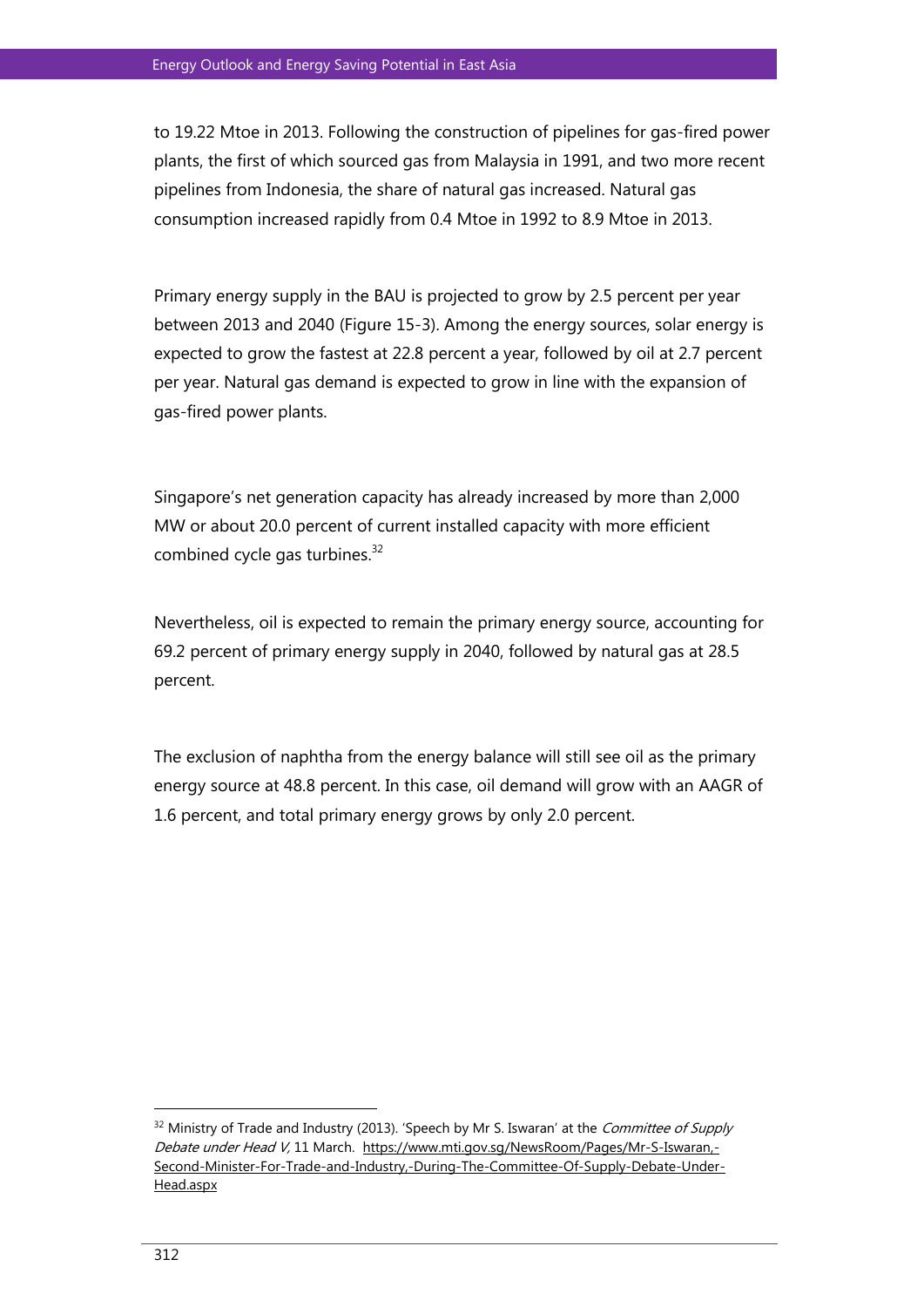to 19.22 Mtoe in 2013. Following the construction of pipelines for gas-fired power plants, the first of which sourced gas from Malaysia in 1991, and two more recent pipelines from Indonesia, the share of natural gas increased. Natural gas consumption increased rapidly from 0.4 Mtoe in 1992 to 8.9 Mtoe in 2013.

Primary energy supply in the BAU is projected to grow by 2.5 percent per year between 2013 and 2040 (Figure 15-3). Among the energy sources, solar energy is expected to grow the fastest at 22.8 percent a year, followed by oil at 2.7 percent per year. Natural gas demand is expected to grow in line with the expansion of gas-fired power plants.

Singapore's net generation capacity has already increased by more than 2,000 MW or about 20.0 percent of current installed capacity with more efficient combined cycle gas turbines.[32]

Nevertheless, oil is expected to remain the primary energy source, accounting for 69.2 percent of primary energy supply in 2040, followed by natural gas at 28.5 percent.

The exclusion of naphtha from the energy balance will still see oil as the primary energy source at 48.8 percent. In this case, oil demand will grow with an AAGR of 1.6 percent, and total primary energy grows by only 2.0 percent.

---

[32] Ministry of Trade and Industry (2013). 'Speech by Mr S. Iswaran' at the *Committee of Supply Debate under Head V,* 11 March. https://www.mti.gov.sg/NewsRoom/Pages/Mr-S-Iswaran,-Second-Minister-For-Trade-and-Industry,-During-The-Committee-Of-Supply-Debate-Under-Head.aspx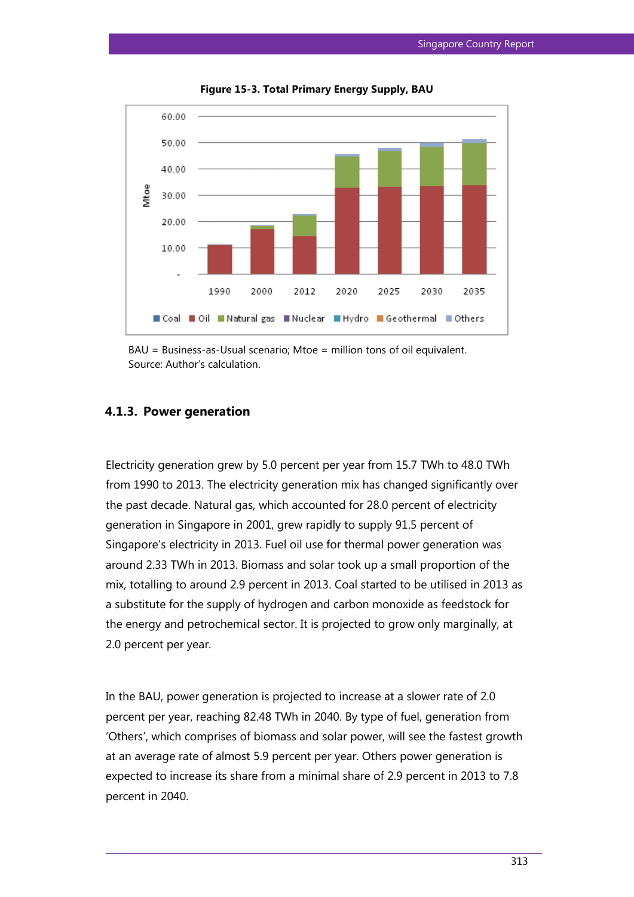**Figure 15-3. Total Primary Energy Supply, BAU**

BAU = Business-as-Usual scenario; Mtoe = million tons of oil equivalent.
Source: Author's calculation.

### 4.1.3. Power generation

Electricity generation grew by 5.0 percent per year from 15.7 TWh to 48.0 TWh from 1990 to 2013. The electricity generation mix has changed significantly over the past decade. Natural gas, which accounted for 28.0 percent of electricity generation in Singapore in 2001, grew rapidly to supply 91.5 percent of Singapore's electricity in 2013. Fuel oil use for thermal power generation was around 2.33 TWh in 2013. Biomass and solar took up a small proportion of the mix, totalling to around 2.9 percent in 2013. Coal started to be utilised in 2013 as a substitute for the supply of hydrogen and carbon monoxide as feedstock for the energy and petrochemical sector. It is projected to grow only marginally, at 2.0 percent per year.

In the BAU, power generation is projected to increase at a slower rate of 2.0 percent per year, reaching 82.48 TWh in 2040. By type of fuel, generation from 'Others', which comprises of biomass and solar power, will see the fastest growth at an average rate of almost 5.9 percent per year. Others power generation is expected to increase its share from a minimal share of 2.9 percent in 2013 to 7.8 percent in 2040.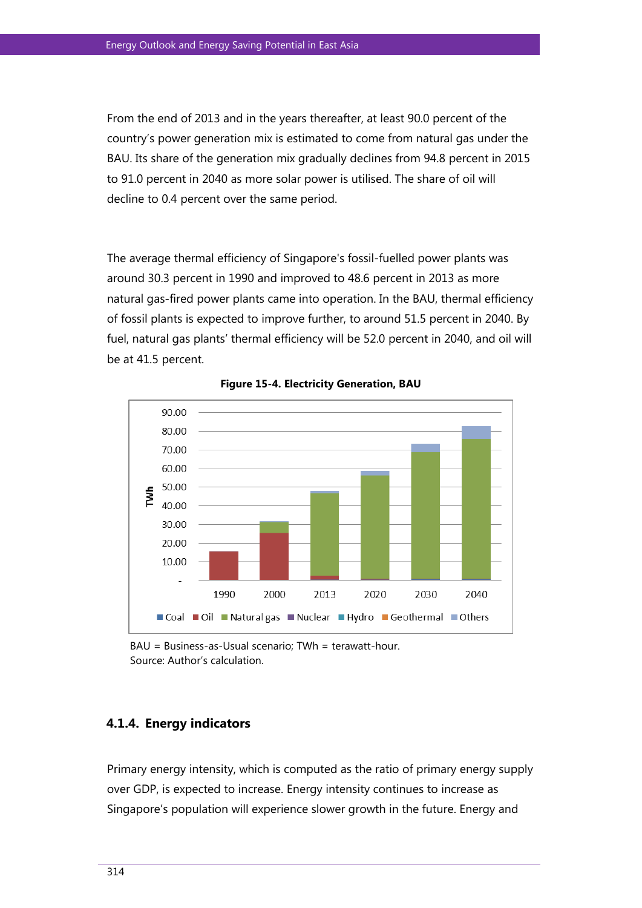From the end of 2013 and in the years thereafter, at least 90.0 percent of the country's power generation mix is estimated to come from natural gas under the BAU. Its share of the generation mix gradually declines from 94.8 percent in 2015 to 91.0 percent in 2040 as more solar power is utilised. The share of oil will decline to 0.4 percent over the same period.

The average thermal efficiency of Singapore's fossil-fuelled power plants was around 30.3 percent in 1990 and improved to 48.6 percent in 2013 as more natural gas-fired power plants came into operation. In the BAU, thermal efficiency of fossil plants is expected to improve further, to around 51.5 percent in 2040. By fuel, natural gas plants' thermal efficiency will be 52.0 percent in 2040, and oil will be at 41.5 percent.

**Figure 15-4. Electricity Generation, BAU**

BAU = Business-as-Usual scenario; TWh = terawatt-hour.
Source: Author's calculation.

### 4.1.4. Energy indicators

Primary energy intensity, which is computed as the ratio of primary energy supply over GDP, is expected to increase. Energy intensity continues to increase as Singapore's population will experience slower growth in the future. Energy and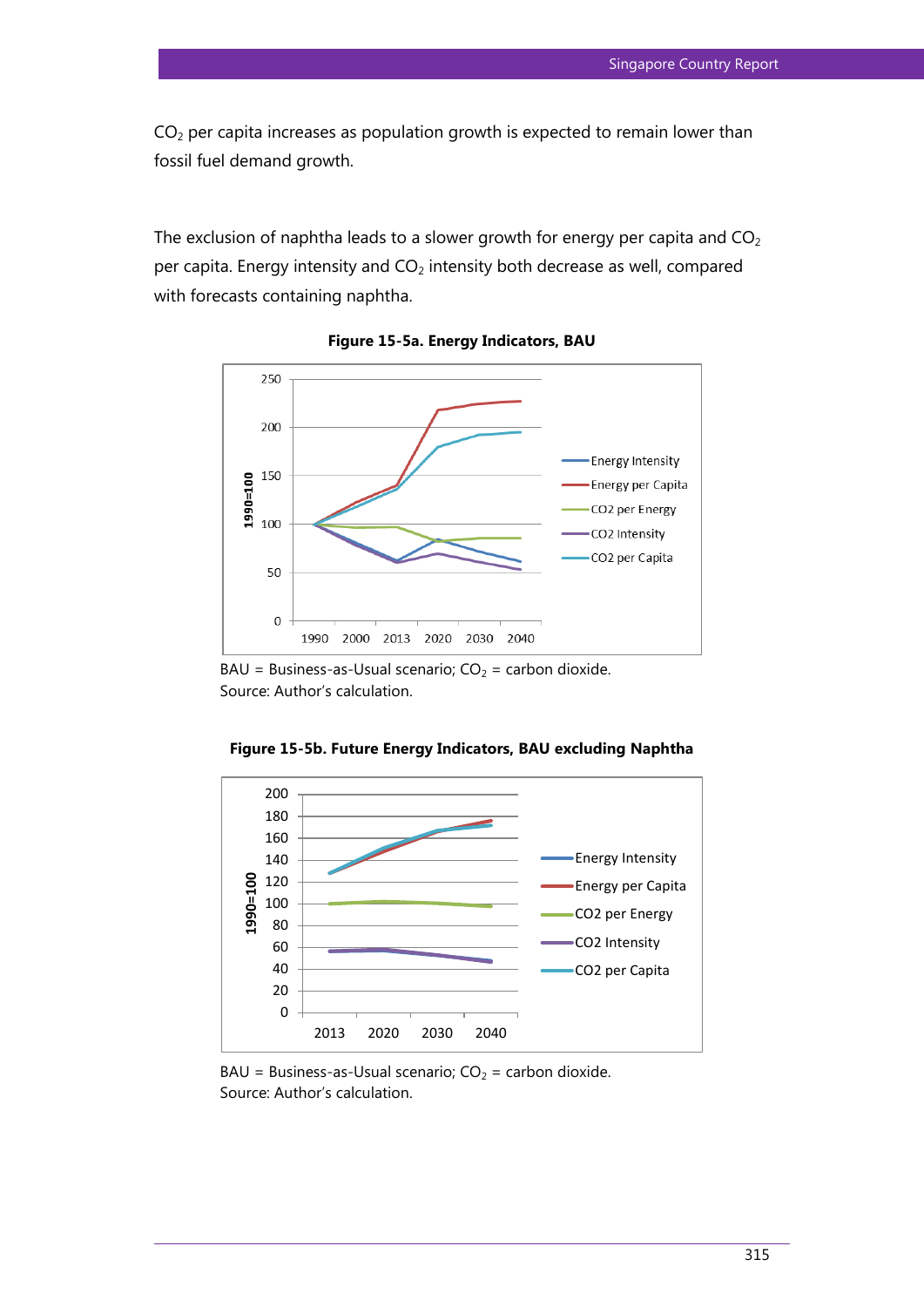$CO_2$ per capita increases as population growth is expected to remain lower than fossil fuel demand growth.

The exclusion of naphtha leads to a slower growth for energy per capita and $CO_2$ per capita. Energy intensity and $CO_2$ intensity both decrease as well, compared with forecasts containing naphtha.

**Figure 15-5a. Energy Indicators, BAU**

BAU = Business-as-Usual scenario; $CO_2$ = carbon dioxide.
Source: Author's calculation.

**Figure 15-5b. Future Energy Indicators, BAU excluding Naphtha**

BAU = Business-as-Usual scenario; $CO_2$ = carbon dioxide.
Source: Author's calculation.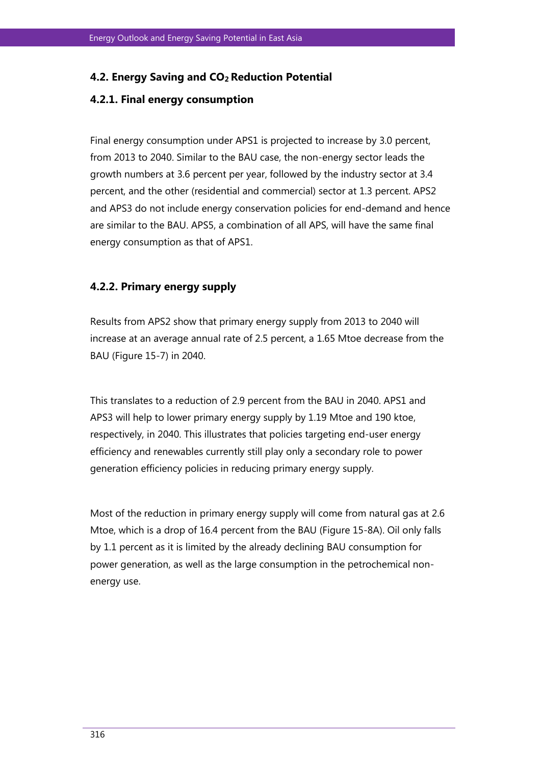## 4.2. Energy Saving and $CO_2$ Reduction Potential

### 4.2.1. Final energy consumption

Final energy consumption under APS1 is projected to increase by 3.0 percent, from 2013 to 2040. Similar to the BAU case, the non-energy sector leads the growth numbers at 3.6 percent per year, followed by the industry sector at 3.4 percent, and the other (residential and commercial) sector at 1.3 percent. APS2 and APS3 do not include energy conservation policies for end-demand and hence are similar to the BAU. APS5, a combination of all APS, will have the same final energy consumption as that of APS1.

### 4.2.2. Primary energy supply

Results from APS2 show that primary energy supply from 2013 to 2040 will increase at an average annual rate of 2.5 percent, a 1.65 Mtoe decrease from the BAU (Figure 15-7) in 2040.

This translates to a reduction of 2.9 percent from the BAU in 2040. APS1 and APS3 will help to lower primary energy supply by 1.19 Mtoe and 190 ktoe, respectively, in 2040. This illustrates that policies targeting end-user energy efficiency and renewables currently still play only a secondary role to power generation efficiency policies in reducing primary energy supply.

Most of the reduction in primary energy supply will come from natural gas at 2.6 Mtoe, which is a drop of 16.4 percent from the BAU (Figure 15-8A). Oil only falls by 1.1 percent as it is limited by the already declining BAU consumption for power generation, as well as the large consumption in the petrochemical non-energy use.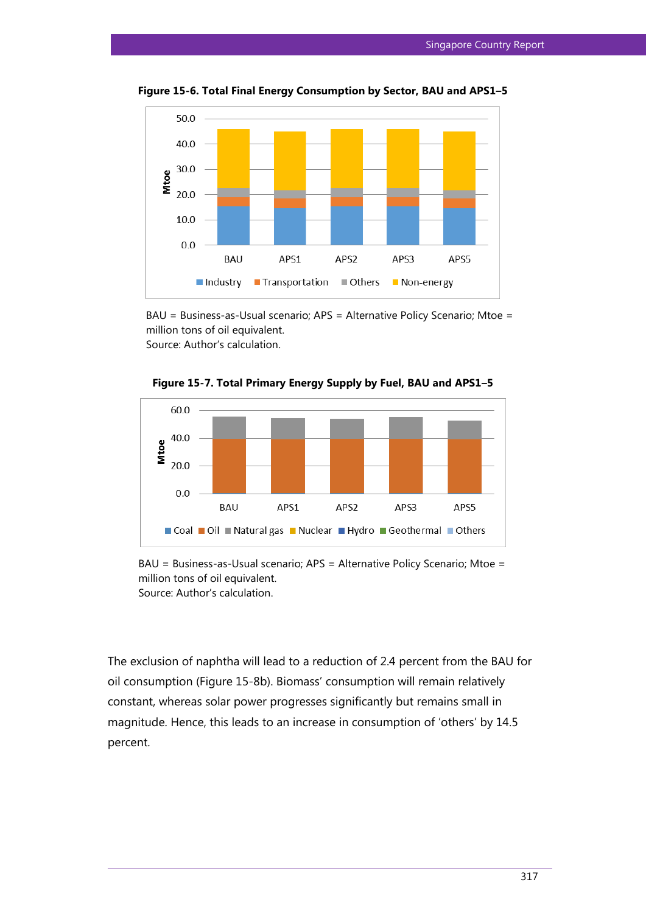**Figure 15-6. Total Final Energy Consumption by Sector, BAU and APS1–5**

BAU = Business-as-Usual scenario; APS = Alternative Policy Scenario; Mtoe = million tons of oil equivalent.
Source: Author's calculation.

**Figure 15-7. Total Primary Energy Supply by Fuel, BAU and APS1–5**

BAU = Business-as-Usual scenario; APS = Alternative Policy Scenario; Mtoe = million tons of oil equivalent.
Source: Author's calculation.

The exclusion of naphtha will lead to a reduction of 2.4 percent from the BAU for oil consumption (Figure 15-8b). Biomass' consumption will remain relatively constant, whereas solar power progresses significantly but remains small in magnitude. Hence, this leads to an increase in consumption of 'others' by 14.5 percent.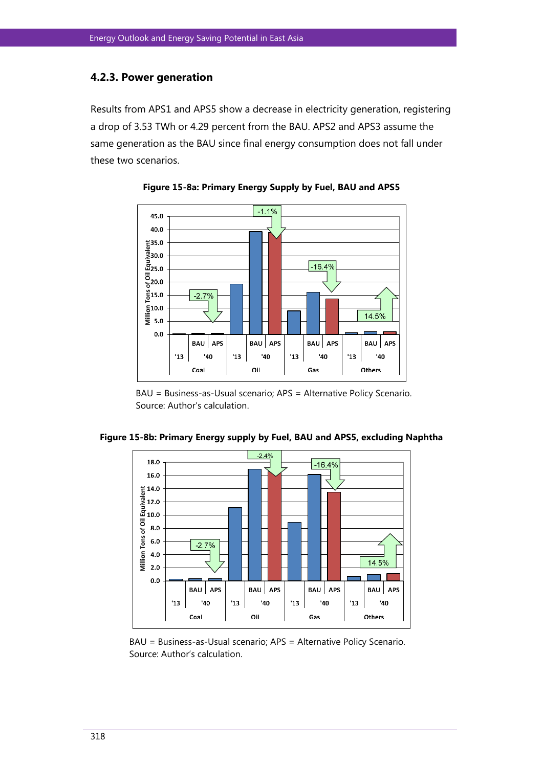### 4.2.3. Power generation

Results from APS1 and APS5 show a decrease in electricity generation, registering a drop of 3.53 TWh or 4.29 percent from the BAU. APS2 and APS3 assume the same generation as the BAU since final energy consumption does not fall under these two scenarios.

**Figure 15-8a: Primary Energy Supply by Fuel, BAU and APS5**

BAU = Business-as-Usual scenario; APS = Alternative Policy Scenario.
Source: Author's calculation.

**Figure 15-8b: Primary Energy supply by Fuel, BAU and APS5, excluding Naphtha**

BAU = Business-as-Usual scenario; APS = Alternative Policy Scenario.
Source: Author's calculation.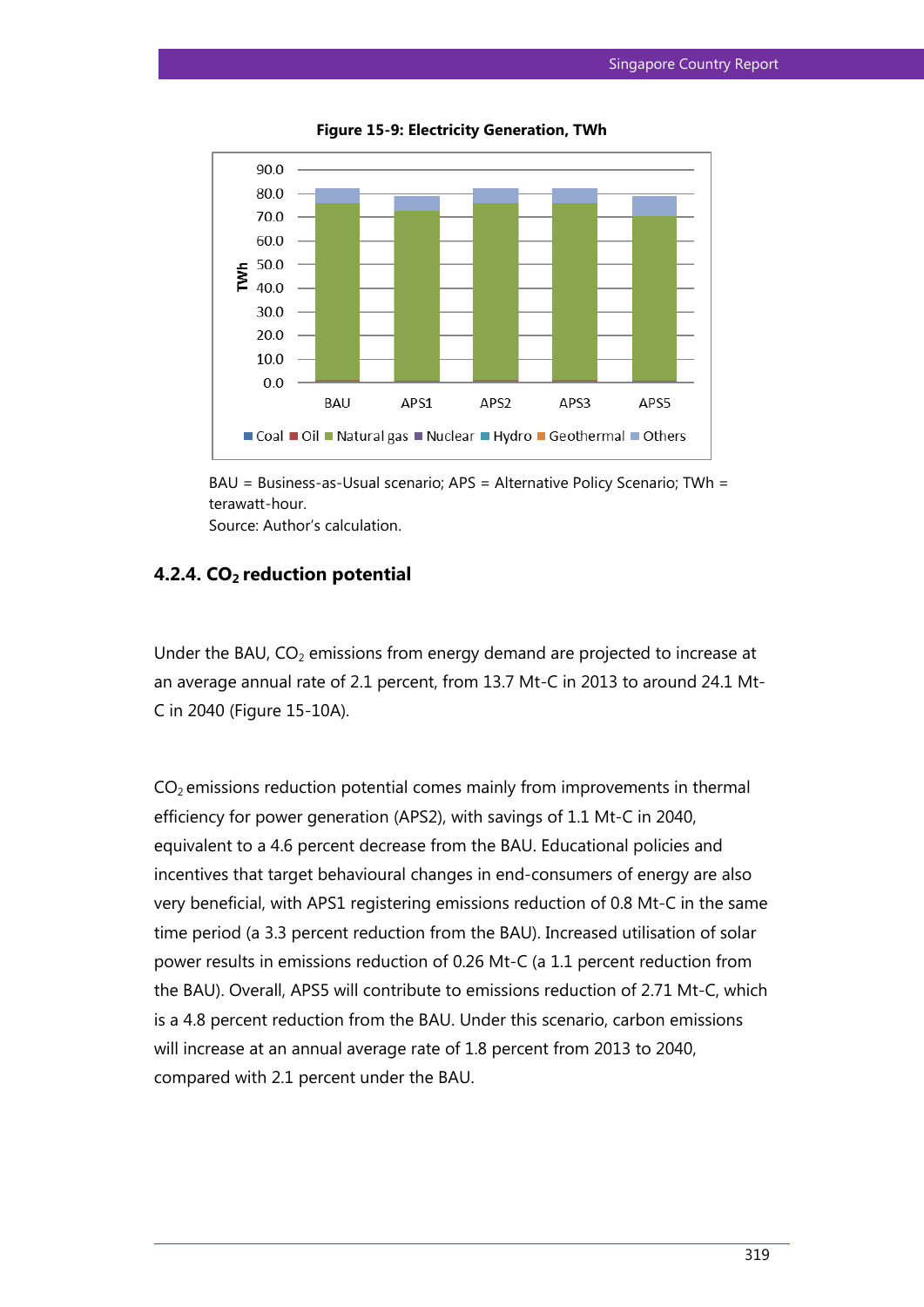**Figure 15-9: Electricity Generation, TWh**

BAU = Business-as-Usual scenario; APS = Alternative Policy Scenario; TWh = terawatt-hour.
Source: Author's calculation.

#### 4.2.4. $CO_2$ reduction potential

Under the BAU, $CO_2$ emissions from energy demand are projected to increase at an average annual rate of 2.1 percent, from 13.7 Mt-C in 2013 to around 24.1 Mt-C in 2040 (Figure 15-10A).

$CO_2$ emissions reduction potential comes mainly from improvements in thermal efficiency for power generation (APS2), with savings of 1.1 Mt-C in 2040, equivalent to a 4.6 percent decrease from the BAU. Educational policies and incentives that target behavioural changes in end-consumers of energy are also very beneficial, with APS1 registering emissions reduction of 0.8 Mt-C in the same time period (a 3.3 percent reduction from the BAU). Increased utilisation of solar power results in emissions reduction of 0.26 Mt-C (a 1.1 percent reduction from the BAU). Overall, APS5 will contribute to emissions reduction of 2.71 Mt-C, which is a 4.8 percent reduction from the BAU. Under this scenario, carbon emissions will increase at an annual average rate of 1.8 percent from 2013 to 2040, compared with 2.1 percent under the BAU.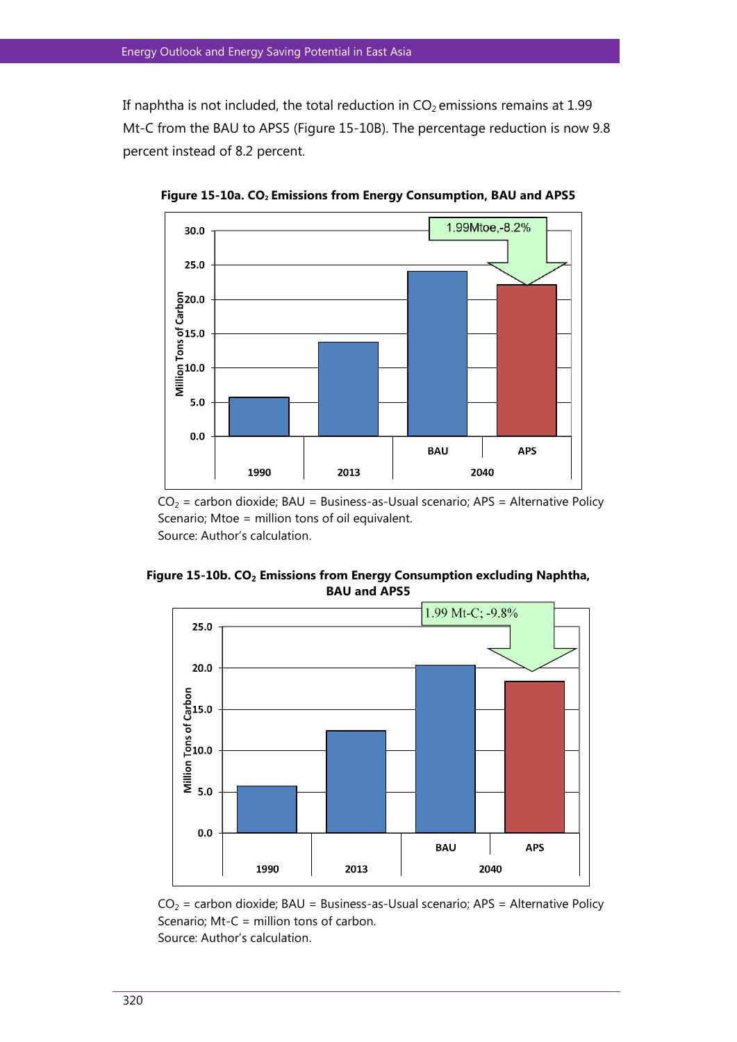If naphtha is not included, the total reduction in $CO_2$ emissions remains at 1.99 Mt-C from the BAU to APS5 (Figure 15-10B). The percentage reduction is now 9.8 percent instead of 8.2 percent.

**Figure 15-10a. $CO_2$ Emissions from Energy Consumption, BAU and APS5**

$CO_2$ = carbon dioxide; BAU = Business-as-Usual scenario; APS = Alternative Policy Scenario; Mtoe = million tons of oil equivalent.
Source: Author's calculation.

**Figure 15-10b. $CO_2$ Emissions from Energy Consumption excluding Naphtha, BAU and APS5**

$CO_2$ = carbon dioxide; BAU = Business-as-Usual scenario; APS = Alternative Policy Scenario; Mt-C = million tons of carbon.
Source: Author's calculation.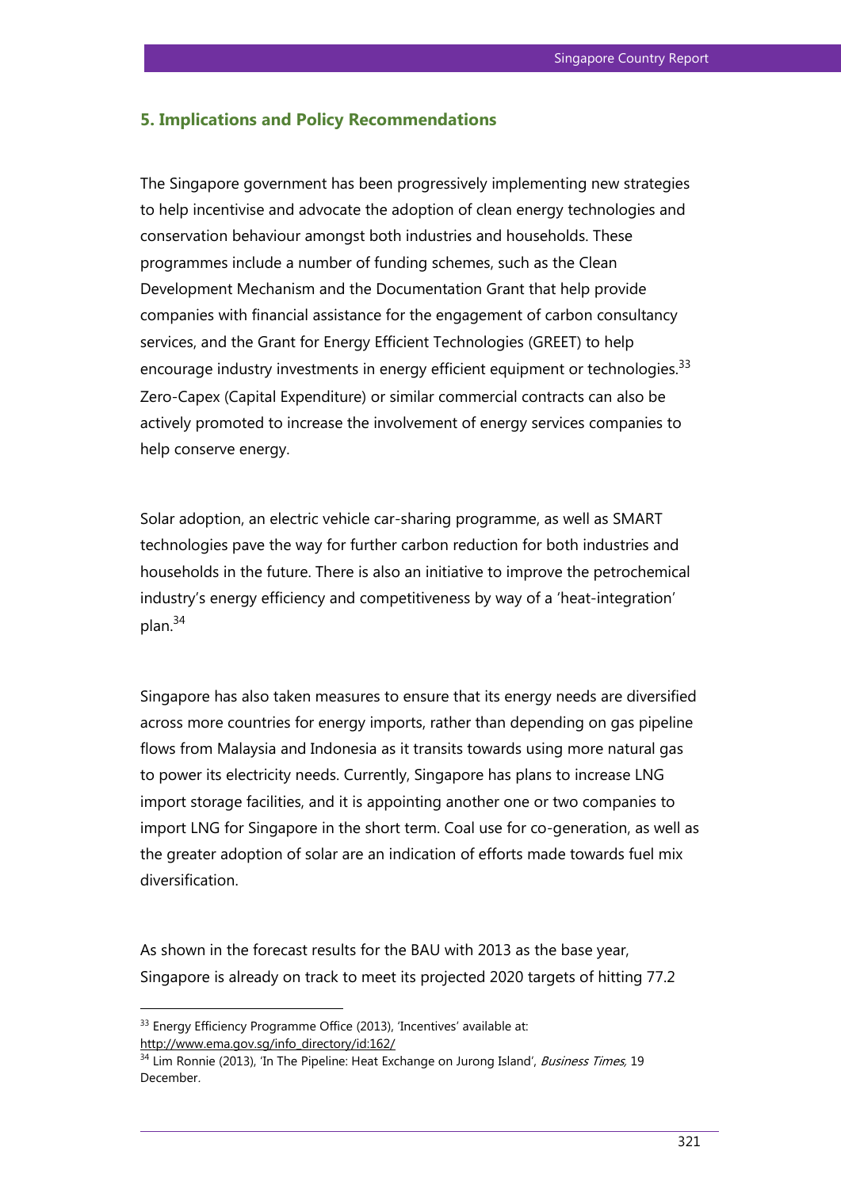## 5. Implications and Policy Recommendations

The Singapore government has been progressively implementing new strategies to help incentivise and advocate the adoption of clean energy technologies and conservation behaviour amongst both industries and households. These programmes include a number of funding schemes, such as the Clean Development Mechanism and the Documentation Grant that help provide companies with financial assistance for the engagement of carbon consultancy services, and the Grant for Energy Efficient Technologies (GREET) to help encourage industry investments in energy efficient equipment or technologies.[33] Zero-Capex (Capital Expenditure) or similar commercial contracts can also be actively promoted to increase the involvement of energy services companies to help conserve energy.

Solar adoption, an electric vehicle car-sharing programme, as well as SMART technologies pave the way for further carbon reduction for both industries and households in the future. There is also an initiative to improve the petrochemical industry's energy efficiency and competitiveness by way of a 'heat-integration' plan.[34]

Singapore has also taken measures to ensure that its energy needs are diversified across more countries for energy imports, rather than depending on gas pipeline flows from Malaysia and Indonesia as it transits towards using more natural gas to power its electricity needs. Currently, Singapore has plans to increase LNG import storage facilities, and it is appointing another one or two companies to import LNG for Singapore in the short term. Coal use for co-generation, as well as the greater adoption of solar are an indication of efforts made towards fuel mix diversification.

As shown in the forecast results for the BAU with 2013 as the base year, Singapore is already on track to meet its projected 2020 targets of hitting 77.2

---

[33] Energy Efficiency Programme Office (2013), 'Incentives' available at: http://www.ema.gov.sg/info_directory/id:162/

[34] Lim Ronnie (2013), 'In The Pipeline: Heat Exchange on Jurong Island', *Business Times,* 19 December.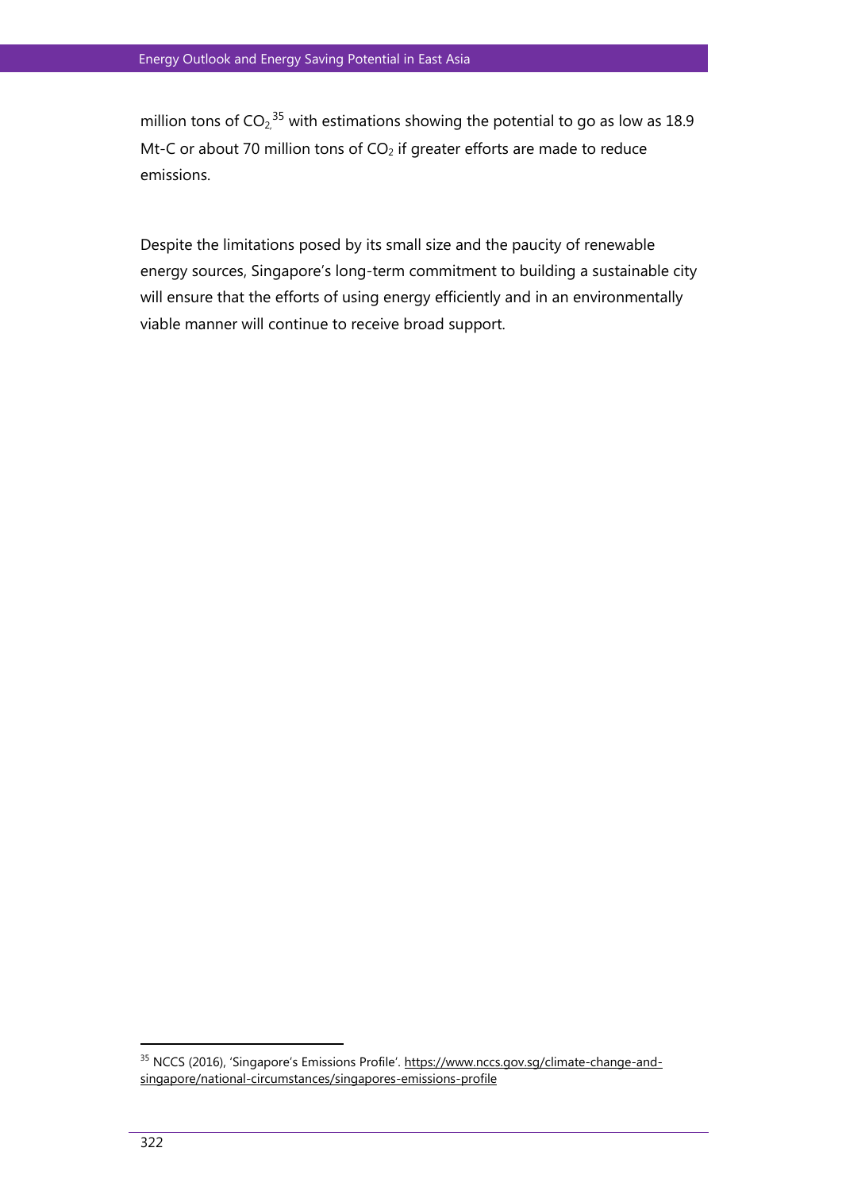million tons of $CO_2$,[35] with estimations showing the potential to go as low as 18.9 Mt-C or about 70 million tons of $CO_2$ if greater efforts are made to reduce emissions.

Despite the limitations posed by its small size and the paucity of renewable energy sources, Singapore's long-term commitment to building a sustainable city will ensure that the efforts of using energy efficiently and in an environmentally viable manner will continue to receive broad support.

---

[35] NCCS (2016), 'Singapore's Emissions Profile'. https://www.nccs.gov.sg/climate-change-and-singapore/national-circumstances/singapores-emissions-profile